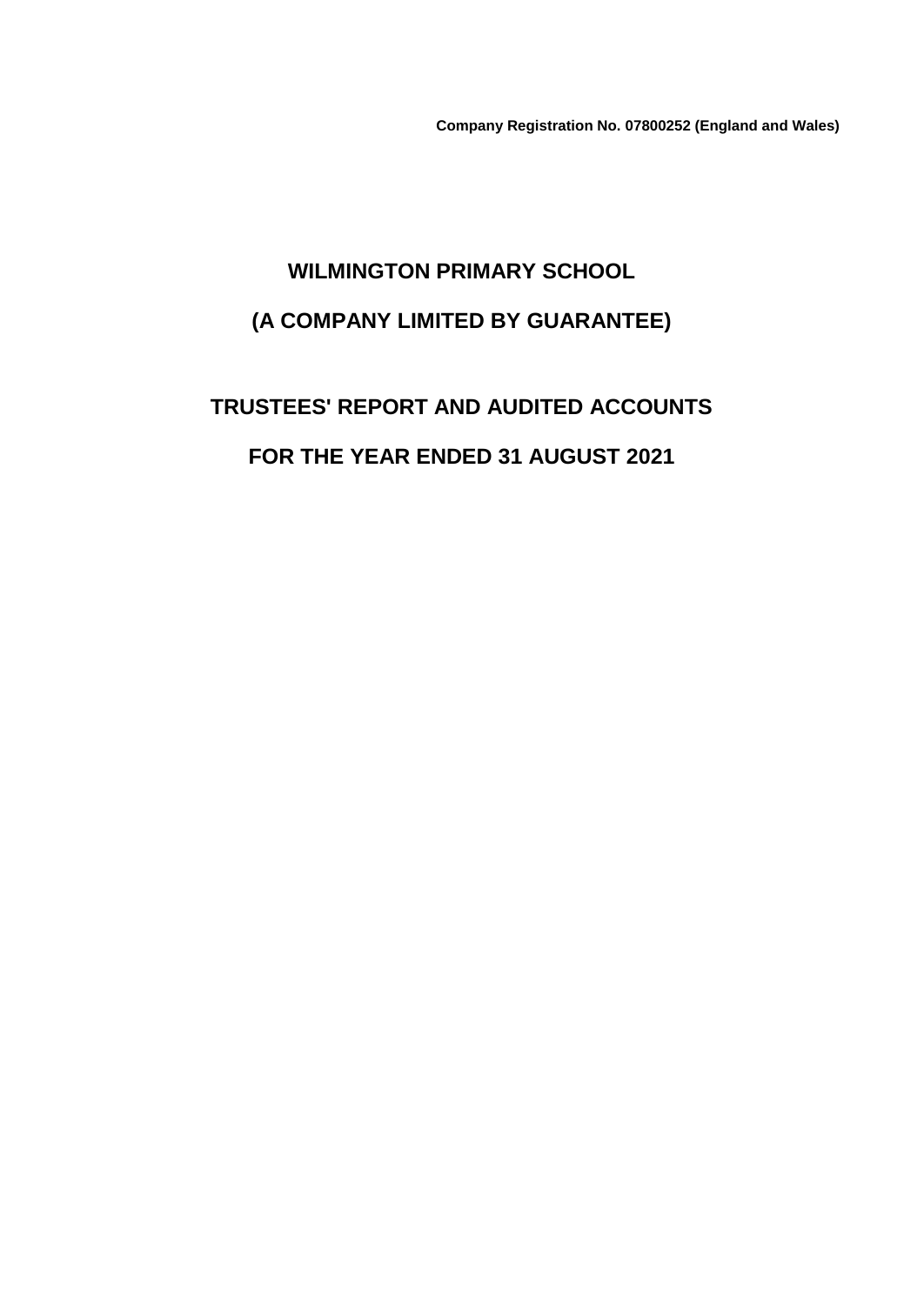**Company Registration No. 07800252 (England and Wales)**

# WILMINGTON PRIMARY SCHOOL

# (A COMPANY LIMITED BY GUARANTEE)

# TRUSTEES' REPORT AND AUDITED ACCOUNTS

# FOR THE YEAR ENDED 31 AUGUST 2021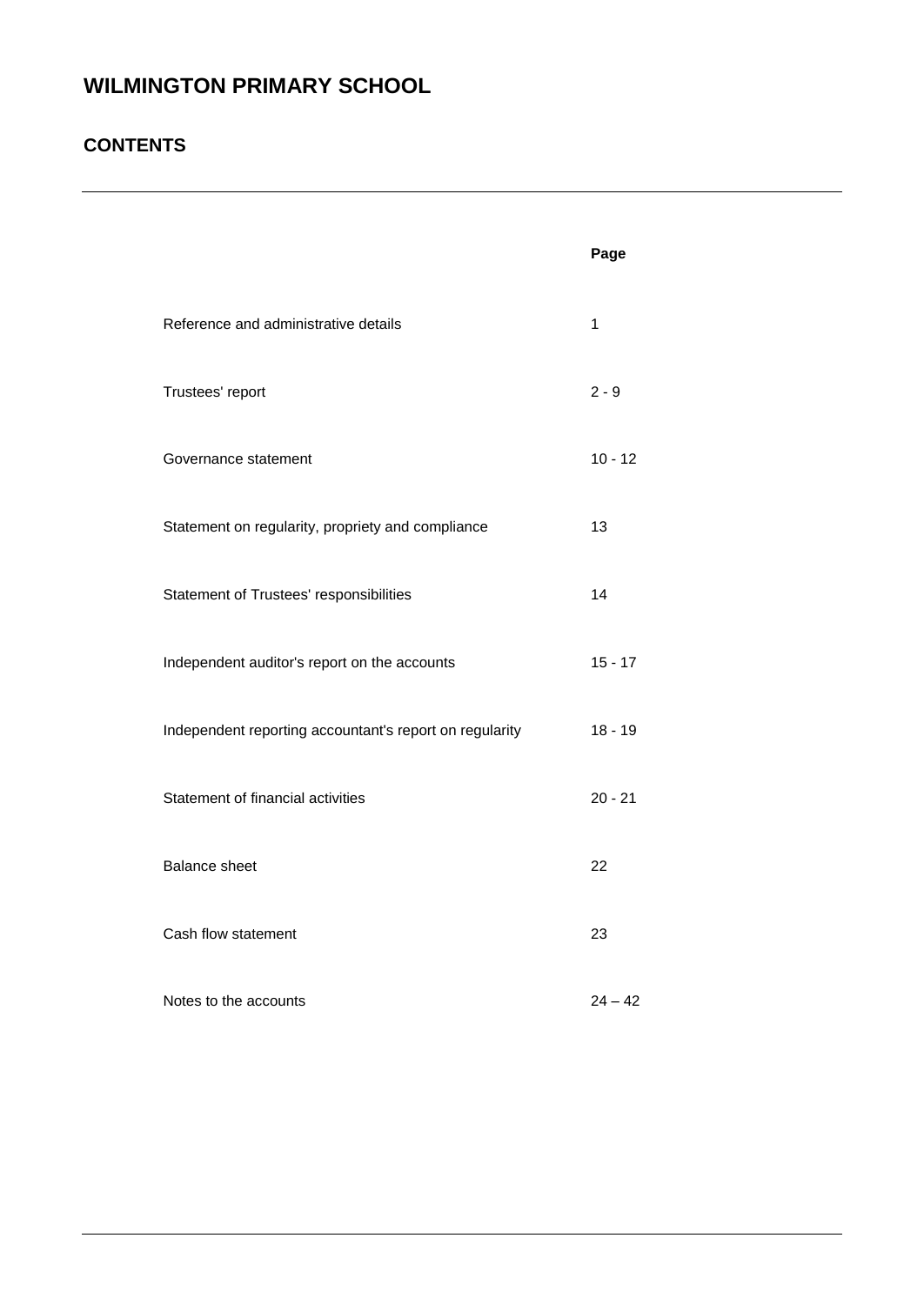# WILMINGTON PRIMARY SCHOOL

## CONTENTS

| | Page |
|---|---|
| Reference and administrative details | 1 |
| Trustees' report | 2 - 9 |
| Governance statement | 10 - 12 |
| Statement on regularity, propriety and compliance | 13 |
| Statement of Trustees' responsibilities | 14 |
| Independent auditor's report on the accounts | 15 - 17 |
| Independent reporting accountant's report on regularity | 18 - 19 |
| Statement of financial activities | 20 - 21 |
| Balance sheet | 22 |
| Cash flow statement | 23 |
| Notes to the accounts | 24 – 42 |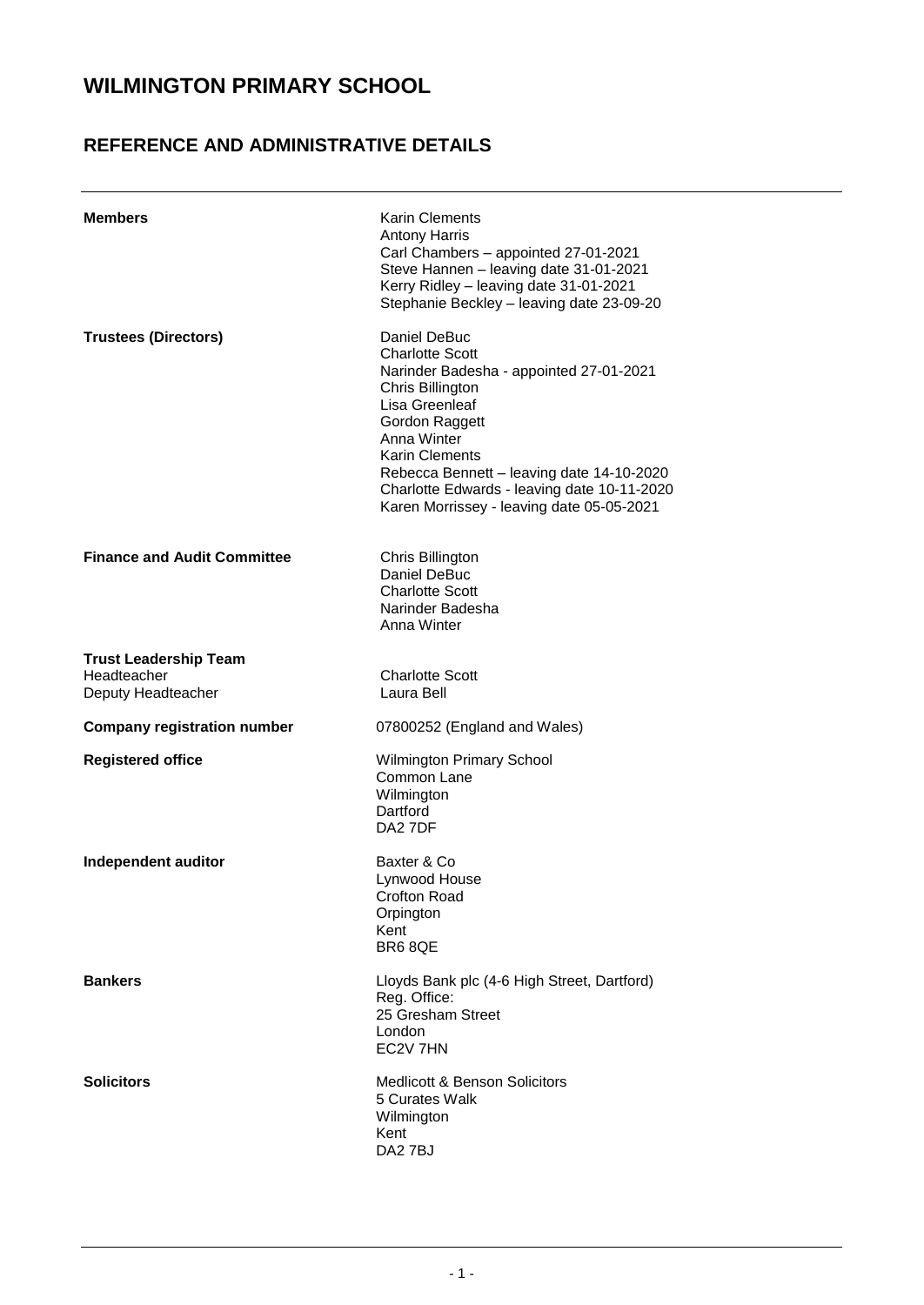# WILMINGTON PRIMARY SCHOOL

## REFERENCE AND ADMINISTRATIVE DETAILS

| | |
|---|---|
| **Members** | Karin Clements<br>Antony Harris<br>Carl Chambers – appointed 27-01-2021<br>Steve Hannen – leaving date 31-01-2021<br>Kerry Ridley – leaving date 31-01-2021<br>Stephanie Beckley – leaving date 23-09-20 |
| **Trustees (Directors)** | Daniel DeBuc<br>Charlotte Scott<br>Narinder Badesha - appointed 27-01-2021<br>Chris Billington<br>Lisa Greenleaf<br>Gordon Raggett<br>Anna Winter<br>Karin Clements<br>Rebecca Bennett – leaving date 14-10-2020<br>Charlotte Edwards - leaving date 10-11-2020<br>Karen Morrissey - leaving date 05-05-2021 |
| **Finance and Audit Committee** | Chris Billington<br>Daniel DeBuc<br>Charlotte Scott<br>Narinder Badesha<br>Anna Winter |
| **Trust Leadership Team** | |
| Headteacher | Charlotte Scott |
| Deputy Headteacher | Laura Bell |
| **Company registration number** | 07800252 (England and Wales) |
| **Registered office** | Wilmington Primary School<br>Common Lane<br>Wilmington<br>Dartford<br>DA2 7DF |
| **Independent auditor** | Baxter & Co<br>Lynwood House<br>Crofton Road<br>Orpington<br>Kent<br>BR6 8QE |
| **Bankers** | Lloyds Bank plc (4-6 High Street, Dartford)<br>Reg. Office:<br>25 Gresham Street<br>London<br>EC2V 7HN |
| **Solicitors** | Medlicott & Benson Solicitors<br>5 Curates Walk<br>Wilmington<br>Kent<br>DA2 7BJ |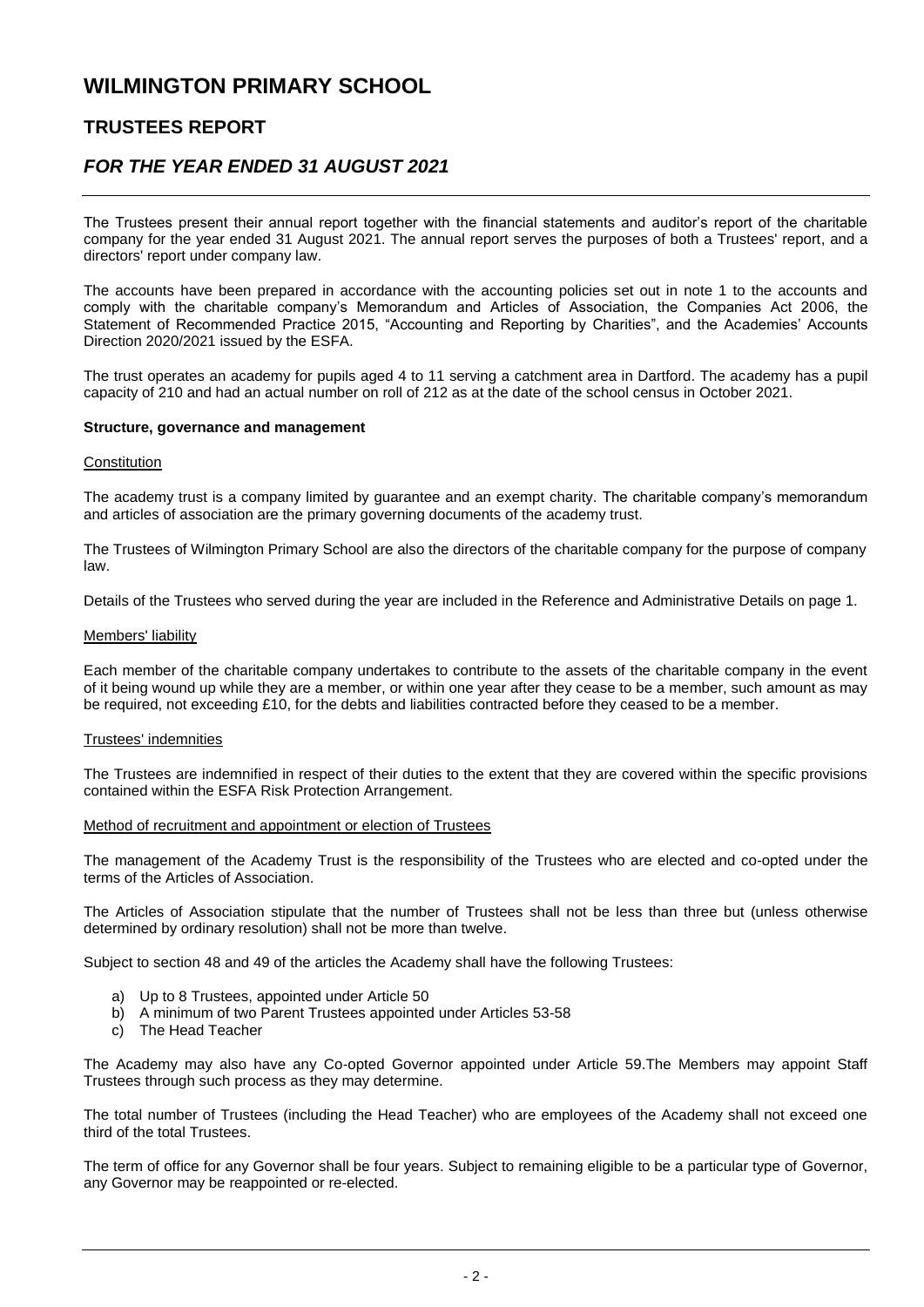# WILMINGTON PRIMARY SCHOOL

## TRUSTEES REPORT

## *FOR THE YEAR ENDED 31 AUGUST 2021*

The Trustees present their annual report together with the financial statements and auditor's report of the charitable company for the year ended 31 August 2021. The annual report serves the purposes of both a Trustees' report, and a directors' report under company law.

The accounts have been prepared in accordance with the accounting policies set out in note 1 to the accounts and comply with the charitable company's Memorandum and Articles of Association, the Companies Act 2006, the Statement of Recommended Practice 2015, "Accounting and Reporting by Charities", and the Academies' Accounts Direction 2020/2021 issued by the ESFA.

The trust operates an academy for pupils aged 4 to 11 serving a catchment area in Dartford. The academy has a pupil capacity of 210 and had an actual number on roll of 212 as at the date of the school census in October 2021.

**Structure, governance and management**

Constitution

The academy trust is a company limited by guarantee and an exempt charity. The charitable company's memorandum and articles of association are the primary governing documents of the academy trust.

The Trustees of Wilmington Primary School are also the directors of the charitable company for the purpose of company law.

Details of the Trustees who served during the year are included in the Reference and Administrative Details on page 1.

Members' liability

Each member of the charitable company undertakes to contribute to the assets of the charitable company in the event of it being wound up while they are a member, or within one year after they cease to be a member, such amount as may be required, not exceeding £10, for the debts and liabilities contracted before they ceased to be a member.

Trustees' indemnities

The Trustees are indemnified in respect of their duties to the extent that they are covered within the specific provisions contained within the ESFA Risk Protection Arrangement.

Method of recruitment and appointment or election of Trustees

The management of the Academy Trust is the responsibility of the Trustees who are elected and co-opted under the terms of the Articles of Association.

The Articles of Association stipulate that the number of Trustees shall not be less than three but (unless otherwise determined by ordinary resolution) shall not be more than twelve.

Subject to section 48 and 49 of the articles the Academy shall have the following Trustees:

a) Up to 8 Trustees, appointed under Article 50
b) A minimum of two Parent Trustees appointed under Articles 53-58
c) The Head Teacher

The Academy may also have any Co-opted Governor appointed under Article 59.The Members may appoint Staff Trustees through such process as they may determine.

The total number of Trustees (including the Head Teacher) who are employees of the Academy shall not exceed one third of the total Trustees.

The term of office for any Governor shall be four years. Subject to remaining eligible to be a particular type of Governor, any Governor may be reappointed or re-elected.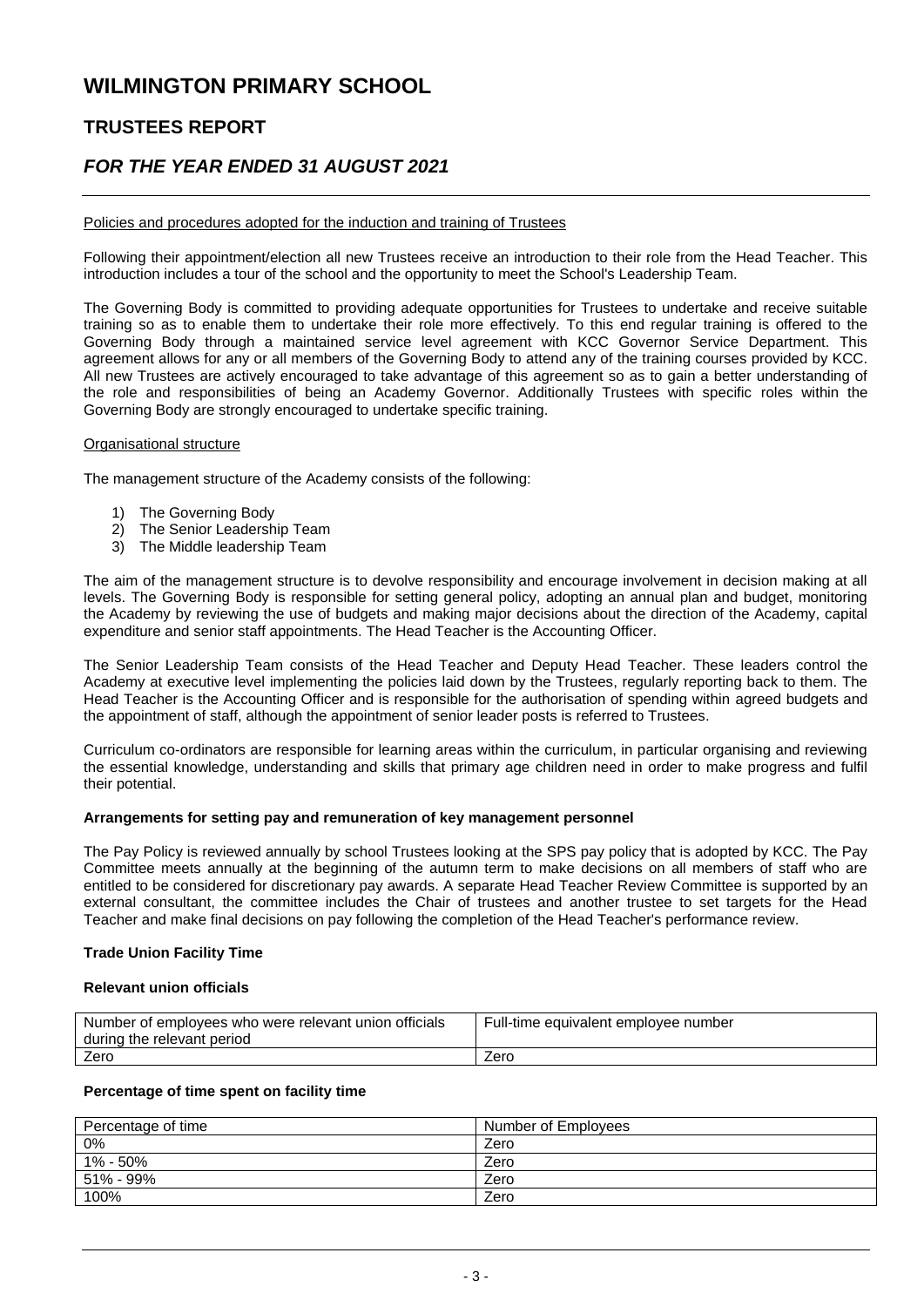# WILMINGTON PRIMARY SCHOOL

## TRUSTEES REPORT

## *FOR THE YEAR ENDED 31 AUGUST 2021*

Policies and procedures adopted for the induction and training of Trustees

Following their appointment/election all new Trustees receive an introduction to their role from the Head Teacher. This introduction includes a tour of the school and the opportunity to meet the School's Leadership Team.

The Governing Body is committed to providing adequate opportunities for Trustees to undertake and receive suitable training so as to enable them to undertake their role more effectively. To this end regular training is offered to the Governing Body through a maintained service level agreement with KCC Governor Service Department. This agreement allows for any or all members of the Governing Body to attend any of the training courses provided by KCC. All new Trustees are actively encouraged to take advantage of this agreement so as to gain a better understanding of the role and responsibilities of being an Academy Governor. Additionally Trustees with specific roles within the Governing Body are strongly encouraged to undertake specific training.

Organisational structure

The management structure of the Academy consists of the following:

1) The Governing Body
2) The Senior Leadership Team
3) The Middle leadership Team

The aim of the management structure is to devolve responsibility and encourage involvement in decision making at all levels. The Governing Body is responsible for setting general policy, adopting an annual plan and budget, monitoring the Academy by reviewing the use of budgets and making major decisions about the direction of the Academy, capital expenditure and senior staff appointments. The Head Teacher is the Accounting Officer.

The Senior Leadership Team consists of the Head Teacher and Deputy Head Teacher. These leaders control the Academy at executive level implementing the policies laid down by the Trustees, regularly reporting back to them. The Head Teacher is the Accounting Officer and is responsible for the authorisation of spending within agreed budgets and the appointment of staff, although the appointment of senior leader posts is referred to Trustees.

Curriculum co-ordinators are responsible for learning areas within the curriculum, in particular organising and reviewing the essential knowledge, understanding and skills that primary age children need in order to make progress and fulfil their potential.

**Arrangements for setting pay and remuneration of key management personnel**

The Pay Policy is reviewed annually by school Trustees looking at the SPS pay policy that is adopted by KCC. The Pay Committee meets annually at the beginning of the autumn term to make decisions on all members of staff who are entitled to be considered for discretionary pay awards. A separate Head Teacher Review Committee is supported by an external consultant, the committee includes the Chair of trustees and another trustee to set targets for the Head Teacher and make final decisions on pay following the completion of the Head Teacher's performance review.

**Trade Union Facility Time**

**Relevant union officials**

| Number of employees who were relevant union officials during the relevant period | Full-time equivalent employee number |
|---|---|
| Zero | Zero |

**Percentage of time spent on facility time**

| Percentage of time | Number of Employees |
|---|---|
| 0% | Zero |
| 1% - 50% | Zero |
| 51% - 99% | Zero |
| 100% | Zero |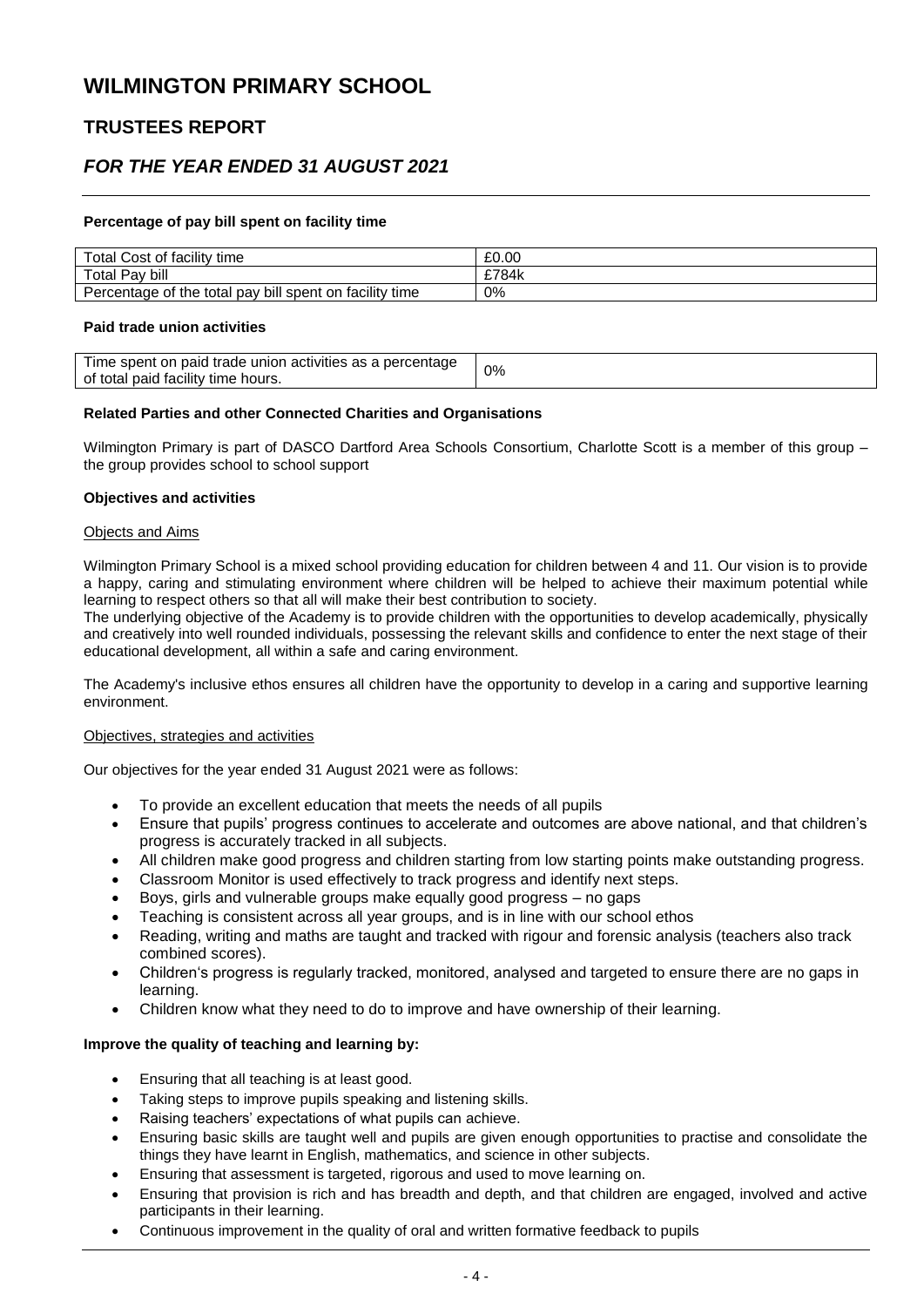#### Percentage of pay bill spent on facility time

| Total Cost of facility time | £0.00 |
|---|---|
| Total Pay bill | £784k |
| Percentage of the total pay bill spent on facility time | 0% |

#### Paid trade union activities

| Time spent on paid trade union activities as a percentage of total paid facility time hours. | 0% |
|---|---|

#### Related Parties and other Connected Charities and Organisations

Wilmington Primary is part of DASCO Dartford Area Schools Consortium, Charlotte Scott is a member of this group – the group provides school to school support

#### Objectives and activities

Objects and Aims

Wilmington Primary School is a mixed school providing education for children between 4 and 11. Our vision is to provide a happy, caring and stimulating environment where children will be helped to achieve their maximum potential while learning to respect others so that all will make their best contribution to society.
The underlying objective of the Academy is to provide children with the opportunities to develop academically, physically and creatively into well rounded individuals, possessing the relevant skills and confidence to enter the next stage of their educational development, all within a safe and caring environment.

The Academy's inclusive ethos ensures all children have the opportunity to develop in a caring and supportive learning environment.

Objectives, strategies and activities

Our objectives for the year ended 31 August 2021 were as follows:

- To provide an excellent education that meets the needs of all pupils
- Ensure that pupils' progress continues to accelerate and outcomes are above national, and that children's progress is accurately tracked in all subjects.
- All children make good progress and children starting from low starting points make outstanding progress.
- Classroom Monitor is used effectively to track progress and identify next steps.
- Boys, girls and vulnerable groups make equally good progress – no gaps
- Teaching is consistent across all year groups, and is in line with our school ethos
- Reading, writing and maths are taught and tracked with rigour and forensic analysis (teachers also track combined scores).
- Children's progress is regularly tracked, monitored, analysed and targeted to ensure there are no gaps in learning.
- Children know what they need to do to improve and have ownership of their learning.

#### Improve the quality of teaching and learning by:

- Ensuring that all teaching is at least good.
- Taking steps to improve pupils speaking and listening skills.
- Raising teachers' expectations of what pupils can achieve.
- Ensuring basic skills are taught well and pupils are given enough opportunities to practise and consolidate the things they have learnt in English, mathematics, and science in other subjects.
- Ensuring that assessment is targeted, rigorous and used to move learning on.
- Ensuring that provision is rich and has breadth and depth, and that children are engaged, involved and active participants in their learning.
- Continuous improvement in the quality of oral and written formative feedback to pupils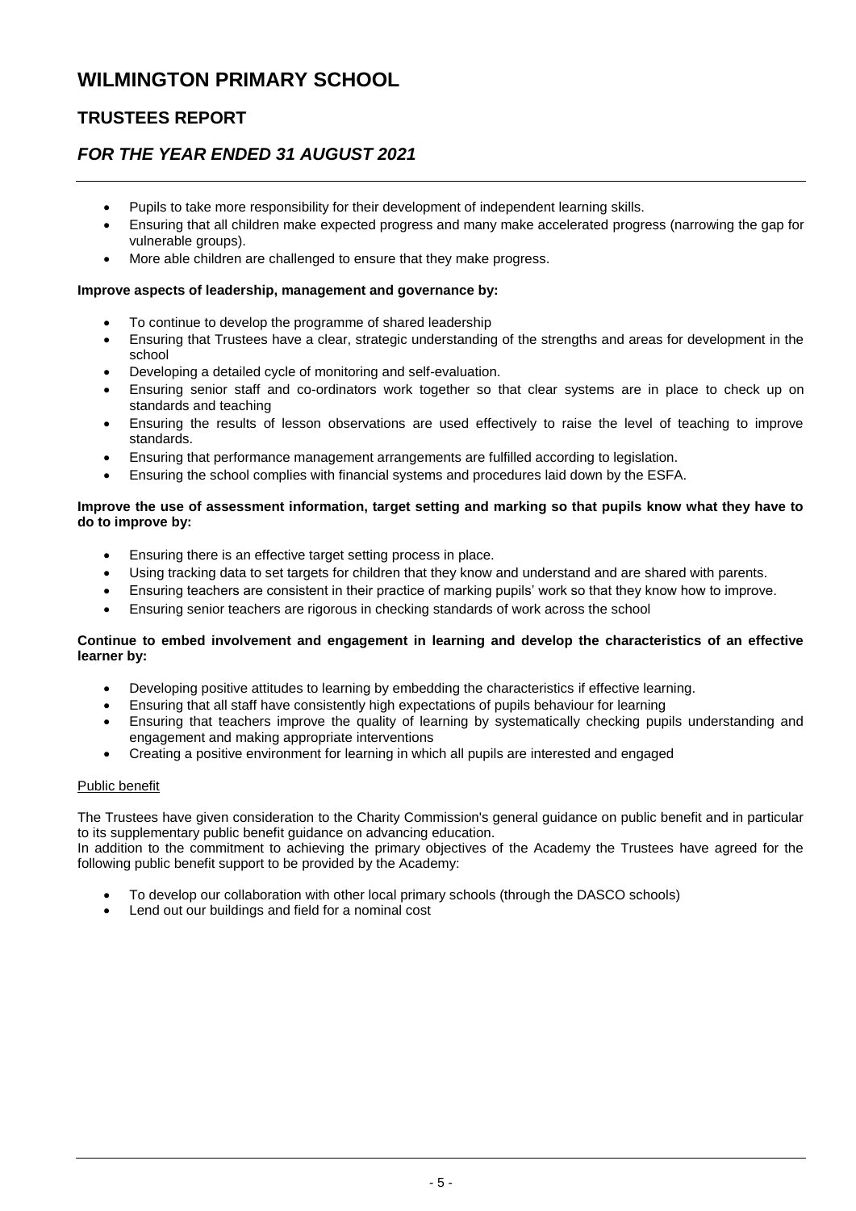- Pupils to take more responsibility for their development of independent learning skills.
- Ensuring that all children make expected progress and many make accelerated progress (narrowing the gap for vulnerable groups).
- More able children are challenged to ensure that they make progress.

**Improve aspects of leadership, management and governance by:**

- To continue to develop the programme of shared leadership
- Ensuring that Trustees have a clear, strategic understanding of the strengths and areas for development in the school
- Developing a detailed cycle of monitoring and self-evaluation.
- Ensuring senior staff and co-ordinators work together so that clear systems are in place to check up on standards and teaching
- Ensuring the results of lesson observations are used effectively to raise the level of teaching to improve standards.
- Ensuring that performance management arrangements are fulfilled according to legislation.
- Ensuring the school complies with financial systems and procedures laid down by the ESFA.

**Improve the use of assessment information, target setting and marking so that pupils know what they have to do to improve by:**

- Ensuring there is an effective target setting process in place.
- Using tracking data to set targets for children that they know and understand and are shared with parents.
- Ensuring teachers are consistent in their practice of marking pupils' work so that they know how to improve.
- Ensuring senior teachers are rigorous in checking standards of work across the school

**Continue to embed involvement and engagement in learning and develop the characteristics of an effective learner by:**

- Developing positive attitudes to learning by embedding the characteristics if effective learning.
- Ensuring that all staff have consistently high expectations of pupils behaviour for learning
- Ensuring that teachers improve the quality of learning by systematically checking pupils understanding and engagement and making appropriate interventions
- Creating a positive environment for learning in which all pupils are interested and engaged

Public benefit

The Trustees have given consideration to the Charity Commission's general guidance on public benefit and in particular to its supplementary public benefit guidance on advancing education.
In addition to the commitment to achieving the primary objectives of the Academy the Trustees have agreed for the following public benefit support to be provided by the Academy:

- To develop our collaboration with other local primary schools (through the DASCO schools)
- Lend out our buildings and field for a nominal cost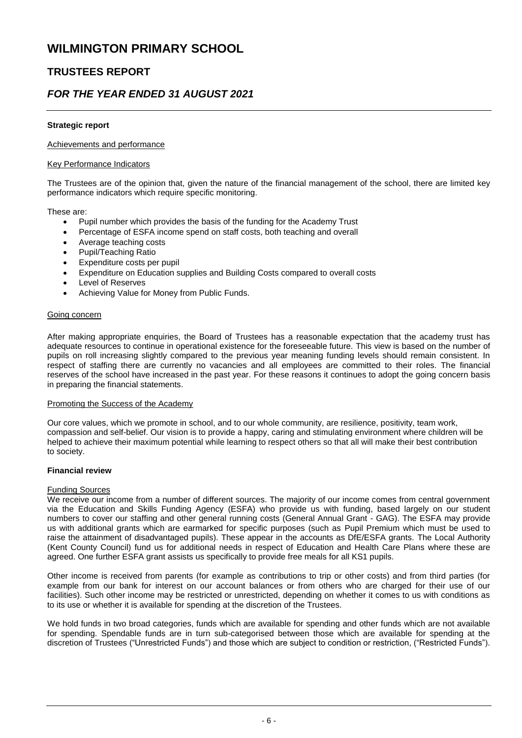# WILMINGTON PRIMARY SCHOOL

## TRUSTEES REPORT

## *FOR THE YEAR ENDED 31 AUGUST 2021*

**Strategic report**

Achievements and performance

Key Performance Indicators

The Trustees are of the opinion that, given the nature of the financial management of the school, there are limited key performance indicators which require specific monitoring.

These are:

- Pupil number which provides the basis of the funding for the Academy Trust
- Percentage of ESFA income spend on staff costs, both teaching and overall
- Average teaching costs
- Pupil/Teaching Ratio
- Expenditure costs per pupil
- Expenditure on Education supplies and Building Costs compared to overall costs
- Level of Reserves
- Achieving Value for Money from Public Funds.

Going concern

After making appropriate enquiries, the Board of Trustees has a reasonable expectation that the academy trust has adequate resources to continue in operational existence for the foreseeable future. This view is based on the number of pupils on roll increasing slightly compared to the previous year meaning funding levels should remain consistent. In respect of staffing there are currently no vacancies and all employees are committed to their roles. The financial reserves of the school have increased in the past year. For these reasons it continues to adopt the going concern basis in preparing the financial statements.

Promoting the Success of the Academy

Our core values, which we promote in school, and to our whole community, are resilience, positivity, team work, compassion and self-belief. Our vision is to provide a happy, caring and stimulating environment where children will be helped to achieve their maximum potential while learning to respect others so that all will make their best contribution to society.

**Financial review**

Funding Sources

We receive our income from a number of different sources. The majority of our income comes from central government via the Education and Skills Funding Agency (ESFA) who provide us with funding, based largely on our student numbers to cover our staffing and other general running costs (General Annual Grant - GAG). The ESFA may provide us with additional grants which are earmarked for specific purposes (such as Pupil Premium which must be used to raise the attainment of disadvantaged pupils). These appear in the accounts as DfE/ESFA grants. The Local Authority (Kent County Council) fund us for additional needs in respect of Education and Health Care Plans where these are agreed. One further ESFA grant assists us specifically to provide free meals for all KS1 pupils.

Other income is received from parents (for example as contributions to trip or other costs) and from third parties (for example from our bank for interest on our account balances or from others who are charged for their use of our facilities). Such other income may be restricted or unrestricted, depending on whether it comes to us with conditions as to its use or whether it is available for spending at the discretion of the Trustees.

We hold funds in two broad categories, funds which are available for spending and other funds which are not available for spending. Spendable funds are in turn sub-categorised between those which are available for spending at the discretion of Trustees ("Unrestricted Funds") and those which are subject to condition or restriction, ("Restricted Funds").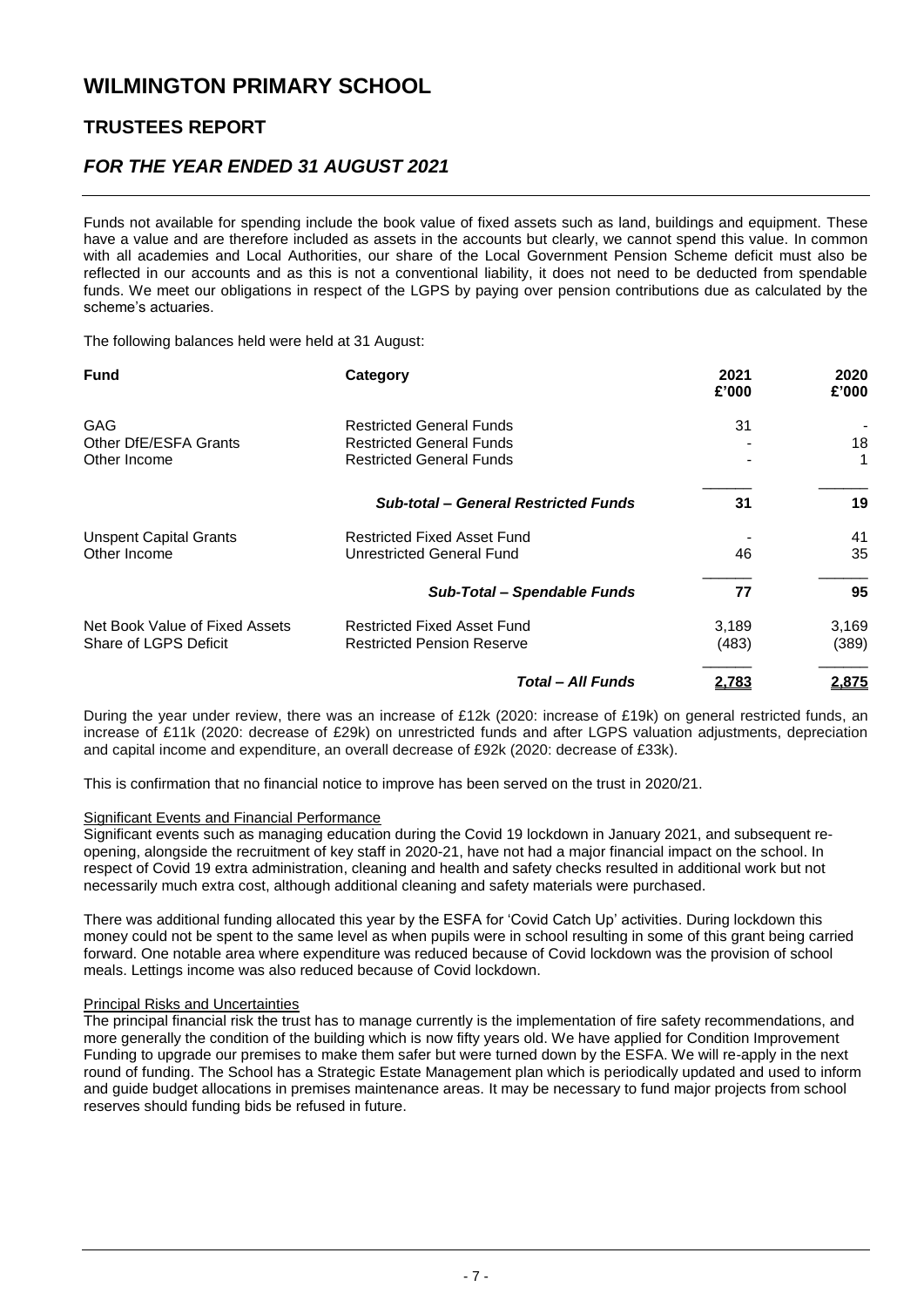# WILMINGTON PRIMARY SCHOOL

## TRUSTEES REPORT

## *FOR THE YEAR ENDED 31 AUGUST 2021*

Funds not available for spending include the book value of fixed assets such as land, buildings and equipment. These have a value and are therefore included as assets in the accounts but clearly, we cannot spend this value. In common with all academies and Local Authorities, our share of the Local Government Pension Scheme deficit must also be reflected in our accounts and as this is not a conventional liability, it does not need to be deducted from spendable funds. We meet our obligations in respect of the LGPS by paying over pension contributions due as calculated by the scheme's actuaries.

The following balances held were held at 31 August:

| Fund | Category | 2021 £'000 | 2020 £'000 |
|---|---|---|---|
| GAG | Restricted General Funds | 31 | - |
| Other DfE/ESFA Grants | Restricted General Funds | - | 18 |
| Other Income | Restricted General Funds | - | 1 |
| | ***Sub-total – General Restricted Funds*** | **31** | **19** |
| Unspent Capital Grants | Restricted Fixed Asset Fund | - | 41 |
| Other Income | Unrestricted General Fund | 46 | 35 |
| | ***Sub-Total – Spendable Funds*** | **77** | **95** |
| Net Book Value of Fixed Assets | Restricted Fixed Asset Fund | 3,189 | 3,169 |
| Share of LGPS Deficit | Restricted Pension Reserve | (483) | (389) |
| | ***Total – All Funds*** | **2,783** | **2,875** |

During the year under review, there was an increase of £12k (2020: increase of £19k) on general restricted funds, an increase of £11k (2020: decrease of £29k) on unrestricted funds and after LGPS valuation adjustments, depreciation and capital income and expenditure, an overall decrease of £92k (2020: decrease of £33k).

This is confirmation that no financial notice to improve has been served on the trust in 2020/21.

Significant Events and Financial Performance

Significant events such as managing education during the Covid 19 lockdown in January 2021, and subsequent re-opening, alongside the recruitment of key staff in 2020-21, have not had a major financial impact on the school. In respect of Covid 19 extra administration, cleaning and health and safety checks resulted in additional work but not necessarily much extra cost, although additional cleaning and safety materials were purchased.

There was additional funding allocated this year by the ESFA for 'Covid Catch Up' activities. During lockdown this money could not be spent to the same level as when pupils were in school resulting in some of this grant being carried forward. One notable area where expenditure was reduced because of Covid lockdown was the provision of school meals. Lettings income was also reduced because of Covid lockdown.

Principal Risks and Uncertainties

The principal financial risk the trust has to manage currently is the implementation of fire safety recommendations, and more generally the condition of the building which is now fifty years old. We have applied for Condition Improvement Funding to upgrade our premises to make them safer but were turned down by the ESFA. We will re-apply in the next round of funding. The School has a Strategic Estate Management plan which is periodically updated and used to inform and guide budget allocations in premises maintenance areas. It may be necessary to fund major projects from school reserves should funding bids be refused in future.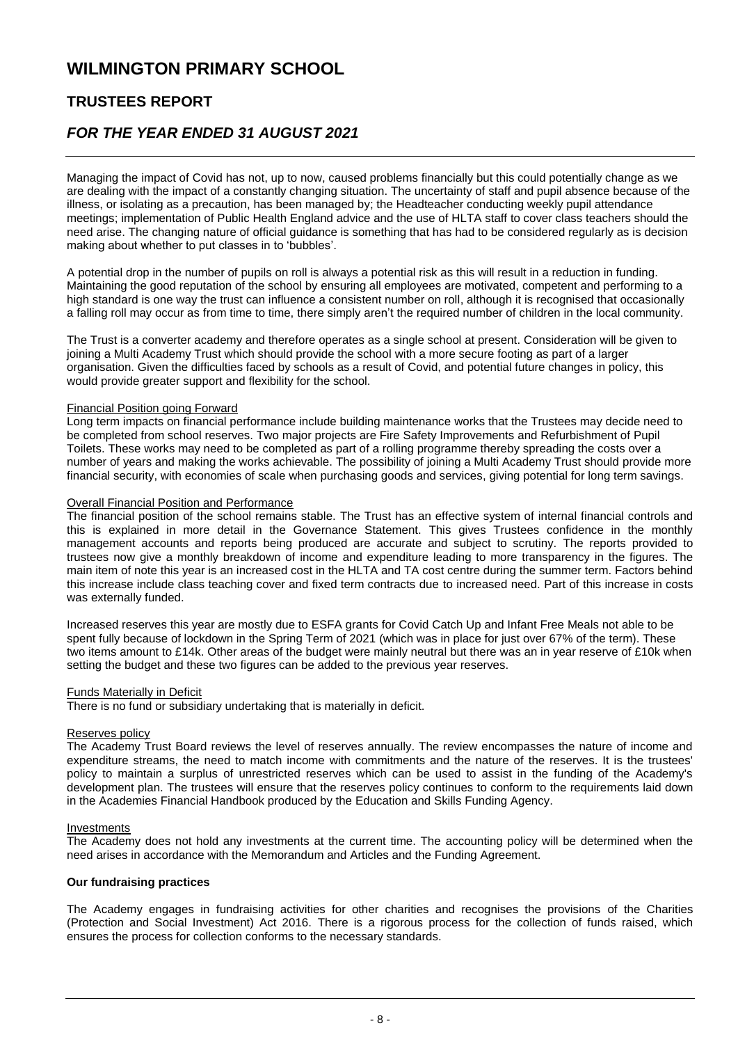Managing the impact of Covid has not, up to now, caused problems financially but this could potentially change as we are dealing with the impact of a constantly changing situation. The uncertainty of staff and pupil absence because of the illness, or isolating as a precaution, has been managed by; the Headteacher conducting weekly pupil attendance meetings; implementation of Public Health England advice and the use of HLTA staff to cover class teachers should the need arise. The changing nature of official guidance is something that has had to be considered regularly as is decision making about whether to put classes in to 'bubbles'.

A potential drop in the number of pupils on roll is always a potential risk as this will result in a reduction in funding. Maintaining the good reputation of the school by ensuring all employees are motivated, competent and performing to a high standard is one way the trust can influence a consistent number on roll, although it is recognised that occasionally a falling roll may occur as from time to time, there simply aren't the required number of children in the local community.

The Trust is a converter academy and therefore operates as a single school at present. Consideration will be given to joining a Multi Academy Trust which should provide the school with a more secure footing as part of a larger organisation. Given the difficulties faced by schools as a result of Covid, and potential future changes in policy, this would provide greater support and flexibility for the school.

Financial Position going Forward

Long term impacts on financial performance include building maintenance works that the Trustees may decide need to be completed from school reserves. Two major projects are Fire Safety Improvements and Refurbishment of Pupil Toilets. These works may need to be completed as part of a rolling programme thereby spreading the costs over a number of years and making the works achievable. The possibility of joining a Multi Academy Trust should provide more financial security, with economies of scale when purchasing goods and services, giving potential for long term savings.

Overall Financial Position and Performance

The financial position of the school remains stable. The Trust has an effective system of internal financial controls and this is explained in more detail in the Governance Statement. This gives Trustees confidence in the monthly management accounts and reports being produced are accurate and subject to scrutiny. The reports provided to trustees now give a monthly breakdown of income and expenditure leading to more transparency in the figures. The main item of note this year is an increased cost in the HLTA and TA cost centre during the summer term. Factors behind this increase include class teaching cover and fixed term contracts due to increased need. Part of this increase in costs was externally funded.

Increased reserves this year are mostly due to ESFA grants for Covid Catch Up and Infant Free Meals not able to be spent fully because of lockdown in the Spring Term of 2021 (which was in place for just over 67% of the term). These two items amount to £14k. Other areas of the budget were mainly neutral but there was an in year reserve of £10k when setting the budget and these two figures can be added to the previous year reserves.

Funds Materially in Deficit

There is no fund or subsidiary undertaking that is materially in deficit.

Reserves policy

The Academy Trust Board reviews the level of reserves annually. The review encompasses the nature of income and expenditure streams, the need to match income with commitments and the nature of the reserves. It is the trustees' policy to maintain a surplus of unrestricted reserves which can be used to assist in the funding of the Academy's development plan. The trustees will ensure that the reserves policy continues to conform to the requirements laid down in the Academies Financial Handbook produced by the Education and Skills Funding Agency.

Investments

The Academy does not hold any investments at the current time. The accounting policy will be determined when the need arises in accordance with the Memorandum and Articles and the Funding Agreement.

**Our fundraising practices**

The Academy engages in fundraising activities for other charities and recognises the provisions of the Charities (Protection and Social Investment) Act 2016. There is a rigorous process for the collection of funds raised, which ensures the process for collection conforms to the necessary standards.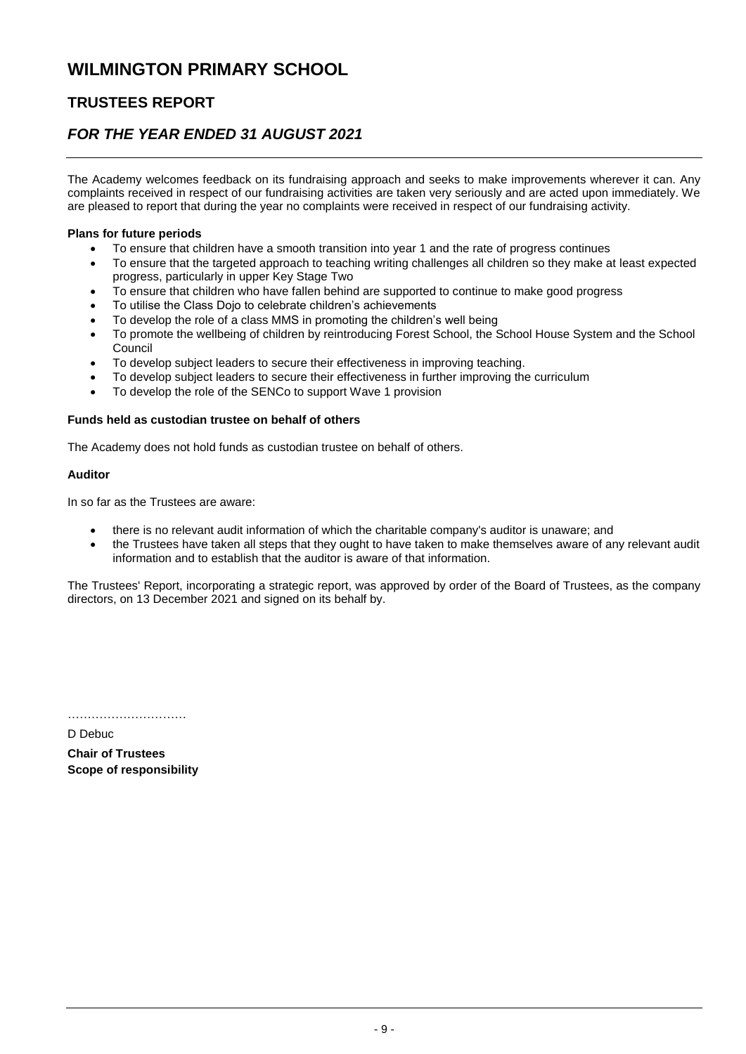The Academy welcomes feedback on its fundraising approach and seeks to make improvements wherever it can. Any complaints received in respect of our fundraising activities are taken very seriously and are acted upon immediately. We are pleased to report that during the year no complaints were received in respect of our fundraising activity.

**Plans for future periods**

- To ensure that children have a smooth transition into year 1 and the rate of progress continues
- To ensure that the targeted approach to teaching writing challenges all children so they make at least expected progress, particularly in upper Key Stage Two
- To ensure that children who have fallen behind are supported to continue to make good progress
- To utilise the Class Dojo to celebrate children's achievements
- To develop the role of a class MMS in promoting the children's well being
- To promote the wellbeing of children by reintroducing Forest School, the School House System and the School Council
- To develop subject leaders to secure their effectiveness in improving teaching.
- To develop subject leaders to secure their effectiveness in further improving the curriculum
- To develop the role of the SENCo to support Wave 1 provision

**Funds held as custodian trustee on behalf of others**

The Academy does not hold funds as custodian trustee on behalf of others.

**Auditor**

In so far as the Trustees are aware:

- there is no relevant audit information of which the charitable company's auditor is unaware; and
- the Trustees have taken all steps that they ought to have taken to make themselves aware of any relevant audit information and to establish that the auditor is aware of that information.

The Trustees' Report, incorporating a strategic report, was approved by order of the Board of Trustees, as the company directors, on 13 December 2021 and signed on its behalf by.

…………………………

D Debuc

**Chair of Trustees**

**Scope of responsibility**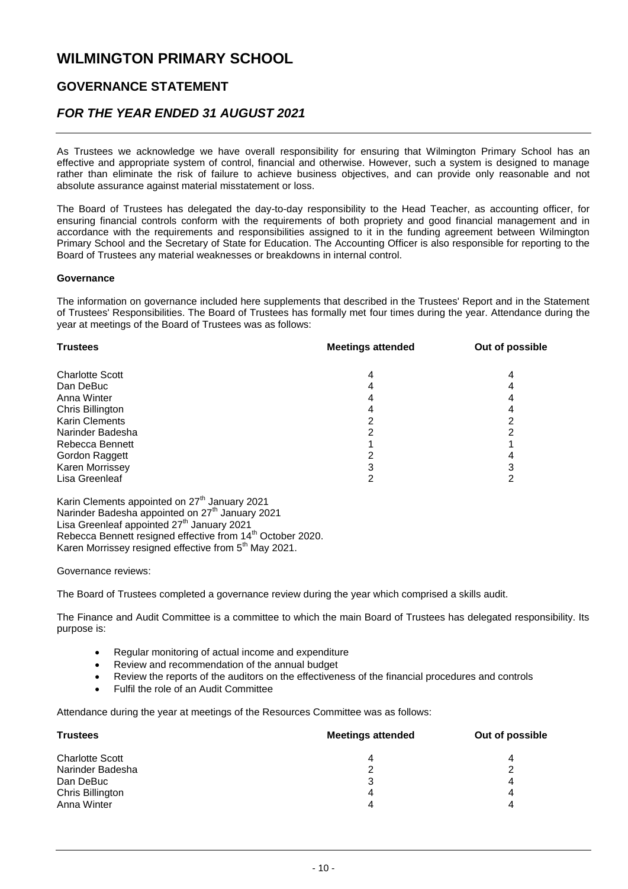# WILMINGTON PRIMARY SCHOOL

## GOVERNANCE STATEMENT

## *FOR THE YEAR ENDED 31 AUGUST 2021*

As Trustees we acknowledge we have overall responsibility for ensuring that Wilmington Primary School has an effective and appropriate system of control, financial and otherwise. However, such a system is designed to manage rather than eliminate the risk of failure to achieve business objectives, and can provide only reasonable and not absolute assurance against material misstatement or loss.

The Board of Trustees has delegated the day-to-day responsibility to the Head Teacher, as accounting officer, for ensuring financial controls conform with the requirements of both propriety and good financial management and in accordance with the requirements and responsibilities assigned to it in the funding agreement between Wilmington Primary School and the Secretary of State for Education. The Accounting Officer is also responsible for reporting to the Board of Trustees any material weaknesses or breakdowns in internal control.

**Governance**

The information on governance included here supplements that described in the Trustees' Report and in the Statement of Trustees' Responsibilities. The Board of Trustees has formally met four times during the year. Attendance during the year at meetings of the Board of Trustees was as follows:

| Trustees | Meetings attended | Out of possible |
|---|---|---|
| Charlotte Scott | 4 | 4 |
| Dan DeBuc | 4 | 4 |
| Anna Winter | 4 | 4 |
| Chris Billington | 4 | 4 |
| Karin Clements | 2 | 2 |
| Narinder Badesha | 2 | 2 |
| Rebecca Bennett | 1 | 1 |
| Gordon Raggett | 2 | 4 |
| Karen Morrissey | 3 | 3 |
| Lisa Greenleaf | 2 | 2 |

Karin Clements appointed on 27th January 2021
Narinder Badesha appointed on 27th January 2021
Lisa Greenleaf appointed 27th January 2021
Rebecca Bennett resigned effective from 14th October 2020.
Karen Morrissey resigned effective from 5th May 2021.

Governance reviews:

The Board of Trustees completed a governance review during the year which comprised a skills audit.

The Finance and Audit Committee is a committee to which the main Board of Trustees has delegated responsibility. Its purpose is:

- Regular monitoring of actual income and expenditure
- Review and recommendation of the annual budget
- Review the reports of the auditors on the effectiveness of the financial procedures and controls
- Fulfil the role of an Audit Committee

Attendance during the year at meetings of the Resources Committee was as follows:

| Trustees | Meetings attended | Out of possible |
|---|---|---|
| Charlotte Scott | 4 | 4 |
| Narinder Badesha | 2 | 2 |
| Dan DeBuc | 3 | 4 |
| Chris Billington | 4 | 4 |
| Anna Winter | 4 | 4 |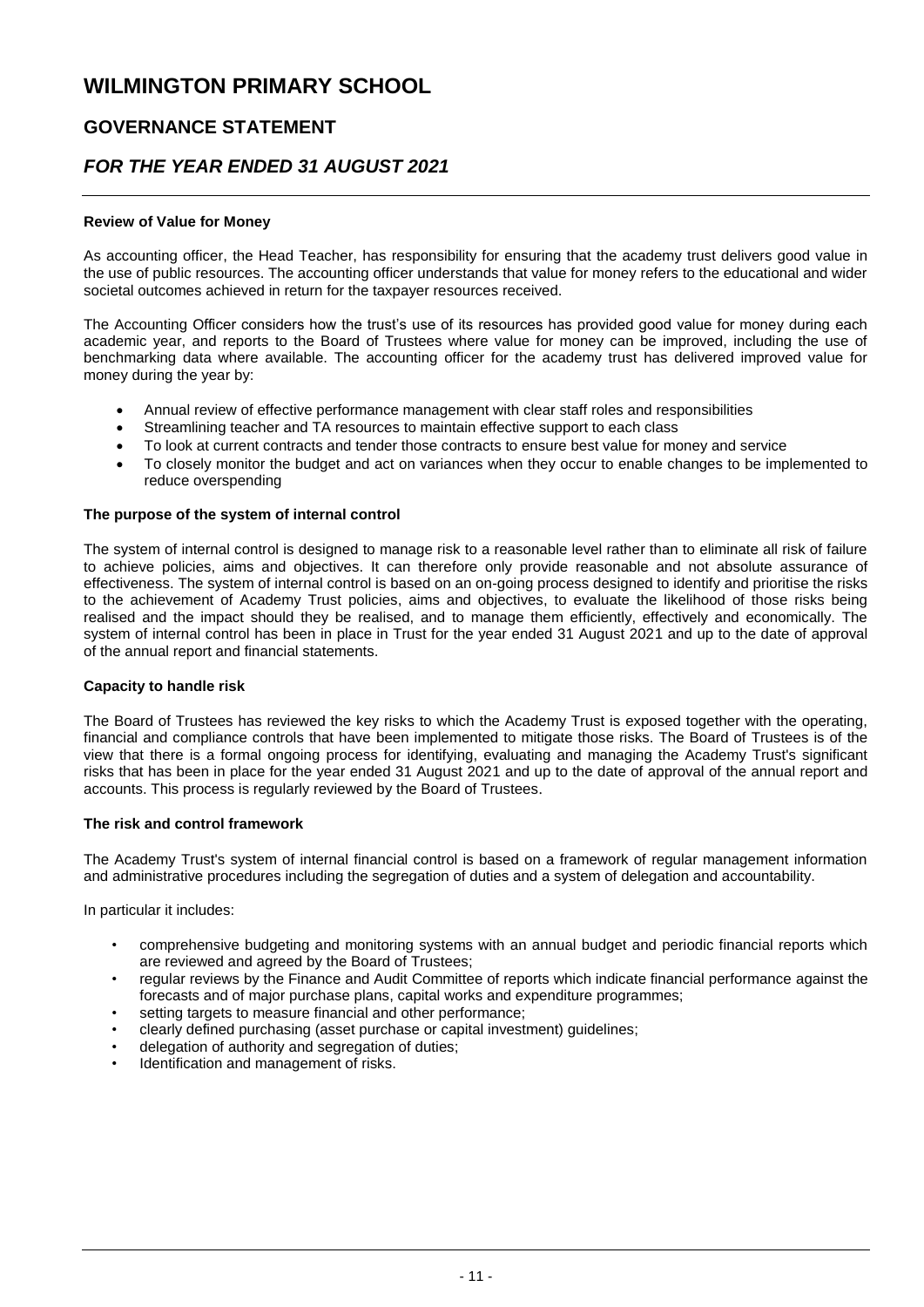# WILMINGTON PRIMARY SCHOOL

## GOVERNANCE STATEMENT

## *FOR THE YEAR ENDED 31 AUGUST 2021*

**Review of Value for Money**

As accounting officer, the Head Teacher, has responsibility for ensuring that the academy trust delivers good value in the use of public resources. The accounting officer understands that value for money refers to the educational and wider societal outcomes achieved in return for the taxpayer resources received.

The Accounting Officer considers how the trust's use of its resources has provided good value for money during each academic year, and reports to the Board of Trustees where value for money can be improved, including the use of benchmarking data where available. The accounting officer for the academy trust has delivered improved value for money during the year by:

- Annual review of effective performance management with clear staff roles and responsibilities
- Streamlining teacher and TA resources to maintain effective support to each class
- To look at current contracts and tender those contracts to ensure best value for money and service
- To closely monitor the budget and act on variances when they occur to enable changes to be implemented to reduce overspending

**The purpose of the system of internal control**

The system of internal control is designed to manage risk to a reasonable level rather than to eliminate all risk of failure to achieve policies, aims and objectives. It can therefore only provide reasonable and not absolute assurance of effectiveness. The system of internal control is based on an on-going process designed to identify and prioritise the risks to the achievement of Academy Trust policies, aims and objectives, to evaluate the likelihood of those risks being realised and the impact should they be realised, and to manage them efficiently, effectively and economically. The system of internal control has been in place in Trust for the year ended 31 August 2021 and up to the date of approval of the annual report and financial statements.

**Capacity to handle risk**

The Board of Trustees has reviewed the key risks to which the Academy Trust is exposed together with the operating, financial and compliance controls that have been implemented to mitigate those risks. The Board of Trustees is of the view that there is a formal ongoing process for identifying, evaluating and managing the Academy Trust's significant risks that has been in place for the year ended 31 August 2021 and up to the date of approval of the annual report and accounts. This process is regularly reviewed by the Board of Trustees.

**The risk and control framework**

The Academy Trust's system of internal financial control is based on a framework of regular management information and administrative procedures including the segregation of duties and a system of delegation and accountability.

In particular it includes:

- comprehensive budgeting and monitoring systems with an annual budget and periodic financial reports which are reviewed and agreed by the Board of Trustees;
- regular reviews by the Finance and Audit Committee of reports which indicate financial performance against the forecasts and of major purchase plans, capital works and expenditure programmes;
- setting targets to measure financial and other performance;
- clearly defined purchasing (asset purchase or capital investment) guidelines;
- delegation of authority and segregation of duties;
- Identification and management of risks.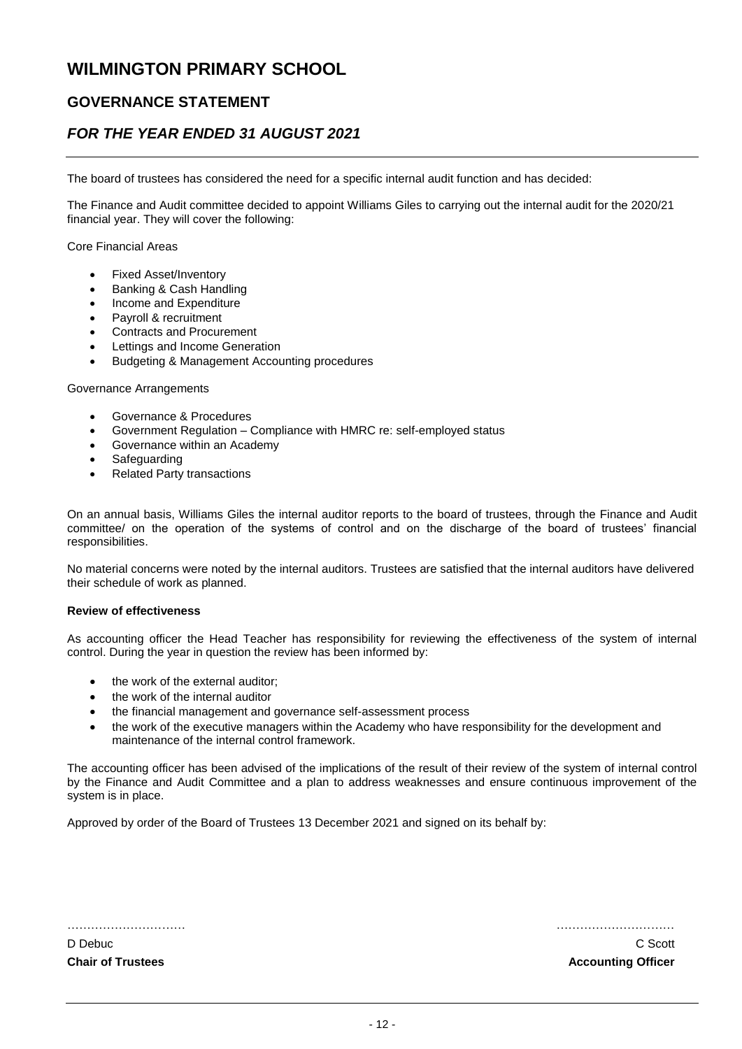# WILMINGTON PRIMARY SCHOOL

## GOVERNANCE STATEMENT

## *FOR THE YEAR ENDED 31 AUGUST 2021*

The board of trustees has considered the need for a specific internal audit function and has decided:

The Finance and Audit committee decided to appoint Williams Giles to carrying out the internal audit for the 2020/21 financial year. They will cover the following:

Core Financial Areas

- Fixed Asset/Inventory
- Banking & Cash Handling
- Income and Expenditure
- Payroll & recruitment
- Contracts and Procurement
- Lettings and Income Generation
- Budgeting & Management Accounting procedures

Governance Arrangements

- Governance & Procedures
- Government Regulation – Compliance with HMRC re: self-employed status
- Governance within an Academy
- Safeguarding
- Related Party transactions

On an annual basis, Williams Giles the internal auditor reports to the board of trustees, through the Finance and Audit committee/ on the operation of the systems of control and on the discharge of the board of trustees' financial responsibilities.

No material concerns were noted by the internal auditors. Trustees are satisfied that the internal auditors have delivered their schedule of work as planned.

**Review of effectiveness**

As accounting officer the Head Teacher has responsibility for reviewing the effectiveness of the system of internal control. During the year in question the review has been informed by:

- the work of the external auditor;
- the work of the internal auditor
- the financial management and governance self-assessment process
- the work of the executive managers within the Academy who have responsibility for the development and maintenance of the internal control framework.

The accounting officer has been advised of the implications of the result of their review of the system of internal control by the Finance and Audit Committee and a plan to address weaknesses and ensure continuous improvement of the system is in place.

Approved by order of the Board of Trustees 13 December 2021 and signed on its behalf by:

………………………… ………………………… 

D Debuc
**Chair of Trustees**

C Scott
**Accounting Officer**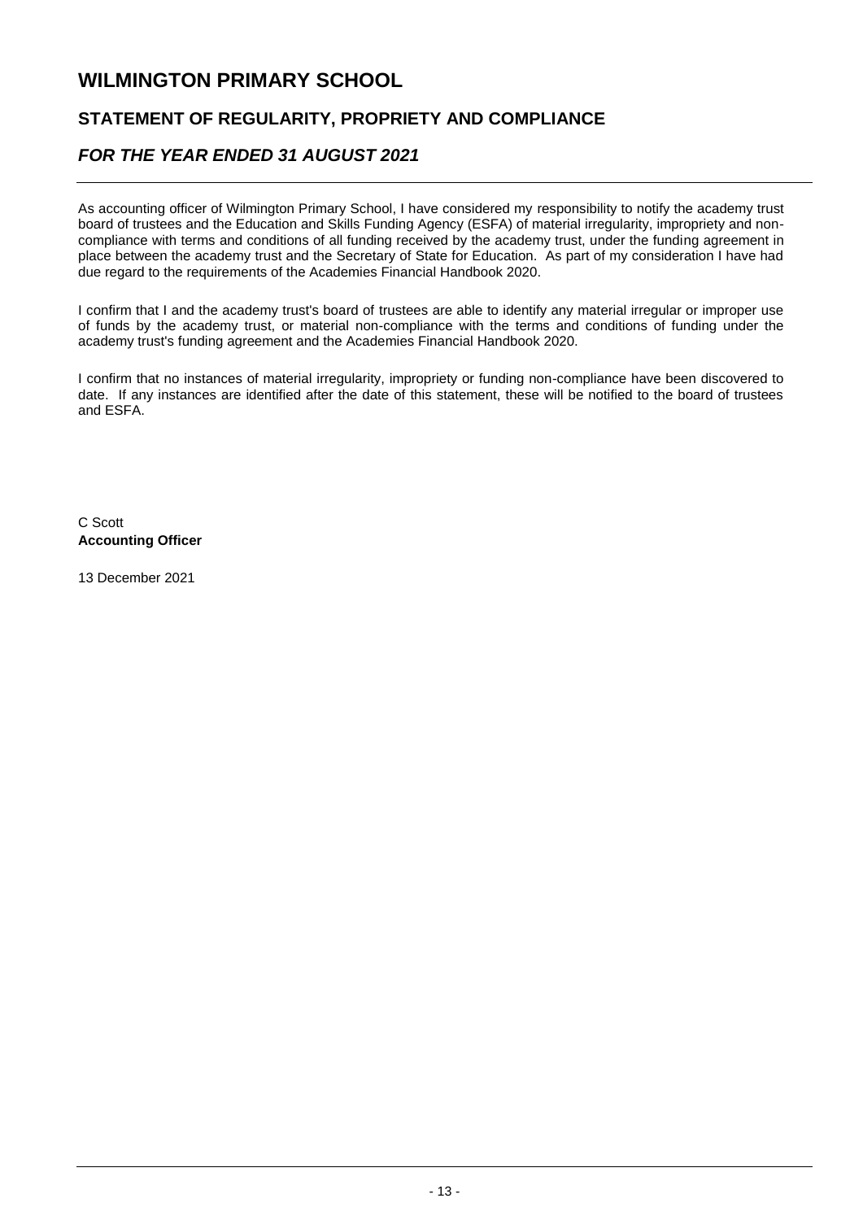# WILMINGTON PRIMARY SCHOOL

## STATEMENT OF REGULARITY, PROPRIETY AND COMPLIANCE

## *FOR THE YEAR ENDED 31 AUGUST 2021*

As accounting officer of Wilmington Primary School, I have considered my responsibility to notify the academy trust board of trustees and the Education and Skills Funding Agency (ESFA) of material irregularity, impropriety and non-compliance with terms and conditions of all funding received by the academy trust, under the funding agreement in place between the academy trust and the Secretary of State for Education. As part of my consideration I have had due regard to the requirements of the Academies Financial Handbook 2020.

I confirm that I and the academy trust's board of trustees are able to identify any material irregular or improper use of funds by the academy trust, or material non-compliance with the terms and conditions of funding under the academy trust's funding agreement and the Academies Financial Handbook 2020.

I confirm that no instances of material irregularity, impropriety or funding non-compliance have been discovered to date. If any instances are identified after the date of this statement, these will be notified to the board of trustees and ESFA.

C Scott
**Accounting Officer**

13 December 2021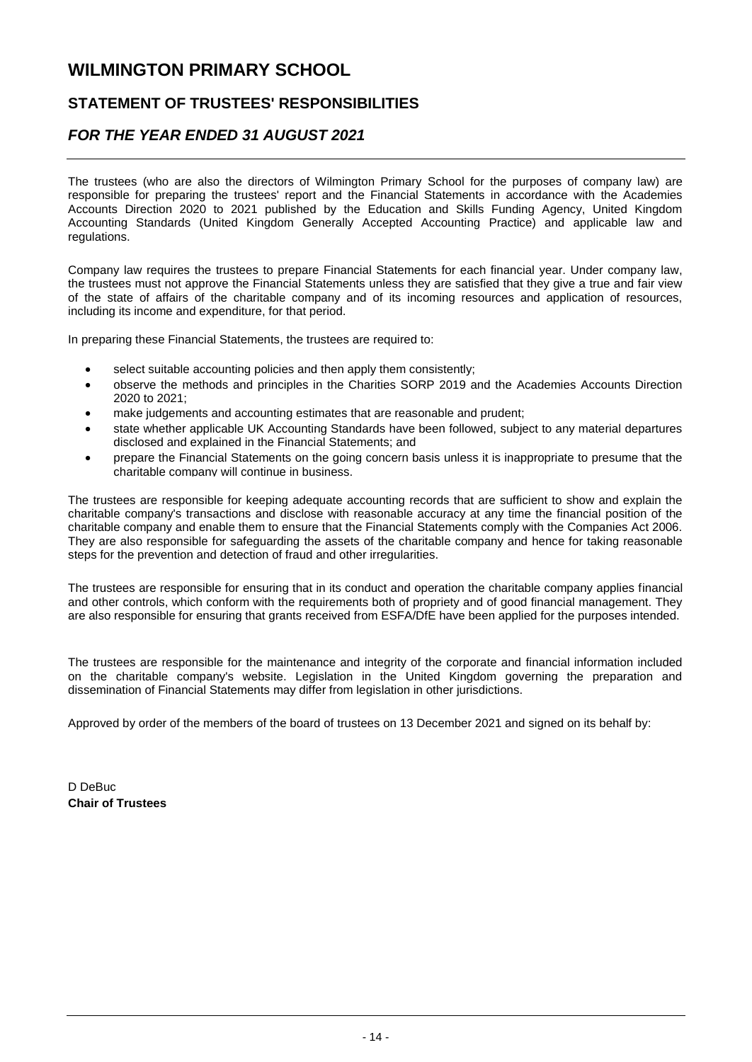# WILMINGTON PRIMARY SCHOOL

## STATEMENT OF TRUSTEES' RESPONSIBILITIES

### *FOR THE YEAR ENDED 31 AUGUST 2021*

The trustees (who are also the directors of Wilmington Primary School for the purposes of company law) are responsible for preparing the trustees' report and the Financial Statements in accordance with the Academies Accounts Direction 2020 to 2021 published by the Education and Skills Funding Agency, United Kingdom Accounting Standards (United Kingdom Generally Accepted Accounting Practice) and applicable law and regulations.

Company law requires the trustees to prepare Financial Statements for each financial year. Under company law, the trustees must not approve the Financial Statements unless they are satisfied that they give a true and fair view of the state of affairs of the charitable company and of its incoming resources and application of resources, including its income and expenditure, for that period.

In preparing these Financial Statements, the trustees are required to:

- select suitable accounting policies and then apply them consistently;
- observe the methods and principles in the Charities SORP 2019 and the Academies Accounts Direction 2020 to 2021;
- make judgements and accounting estimates that are reasonable and prudent;
- state whether applicable UK Accounting Standards have been followed, subject to any material departures disclosed and explained in the Financial Statements; and
- prepare the Financial Statements on the going concern basis unless it is inappropriate to presume that the charitable company will continue in business.

The trustees are responsible for keeping adequate accounting records that are sufficient to show and explain the charitable company's transactions and disclose with reasonable accuracy at any time the financial position of the charitable company and enable them to ensure that the Financial Statements comply with the Companies Act 2006. They are also responsible for safeguarding the assets of the charitable company and hence for taking reasonable steps for the prevention and detection of fraud and other irregularities.

The trustees are responsible for ensuring that in its conduct and operation the charitable company applies financial and other controls, which conform with the requirements both of propriety and of good financial management. They are also responsible for ensuring that grants received from ESFA/DfE have been applied for the purposes intended.

The trustees are responsible for the maintenance and integrity of the corporate and financial information included on the charitable company's website. Legislation in the United Kingdom governing the preparation and dissemination of Financial Statements may differ from legislation in other jurisdictions.

Approved by order of the members of the board of trustees on 13 December 2021 and signed on its behalf by:

D DeBuc
**Chair of Trustees**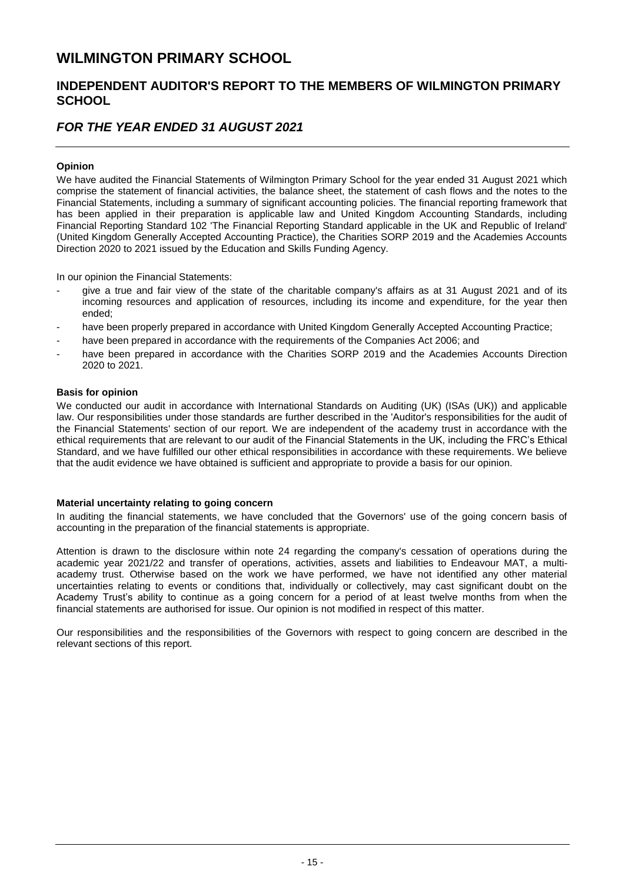# WILMINGTON PRIMARY SCHOOL

## INDEPENDENT AUDITOR'S REPORT TO THE MEMBERS OF WILMINGTON PRIMARY SCHOOL

## *FOR THE YEAR ENDED 31 AUGUST 2021*

**Opinion**

We have audited the Financial Statements of Wilmington Primary School for the year ended 31 August 2021 which comprise the statement of financial activities, the balance sheet, the statement of cash flows and the notes to the Financial Statements, including a summary of significant accounting policies. The financial reporting framework that has been applied in their preparation is applicable law and United Kingdom Accounting Standards, including Financial Reporting Standard 102 'The Financial Reporting Standard applicable in the UK and Republic of Ireland' (United Kingdom Generally Accepted Accounting Practice), the Charities SORP 2019 and the Academies Accounts Direction 2020 to 2021 issued by the Education and Skills Funding Agency.

In our opinion the Financial Statements:

- give a true and fair view of the state of the charitable company's affairs as at 31 August 2021 and of its incoming resources and application of resources, including its income and expenditure, for the year then ended;
- have been properly prepared in accordance with United Kingdom Generally Accepted Accounting Practice;
- have been prepared in accordance with the requirements of the Companies Act 2006; and
- have been prepared in accordance with the Charities SORP 2019 and the Academies Accounts Direction 2020 to 2021.

**Basis for opinion**

We conducted our audit in accordance with International Standards on Auditing (UK) (ISAs (UK)) and applicable law. Our responsibilities under those standards are further described in the 'Auditor's responsibilities for the audit of the Financial Statements' section of our report. We are independent of the academy trust in accordance with the ethical requirements that are relevant to our audit of the Financial Statements in the UK, including the FRC's Ethical Standard, and we have fulfilled our other ethical responsibilities in accordance with these requirements. We believe that the audit evidence we have obtained is sufficient and appropriate to provide a basis for our opinion.

**Material uncertainty relating to going concern**

In auditing the financial statements, we have concluded that the Governors' use of the going concern basis of accounting in the preparation of the financial statements is appropriate.

Attention is drawn to the disclosure within note 24 regarding the company's cessation of operations during the academic year 2021/22 and transfer of operations, activities, assets and liabilities to Endeavour MAT, a multi-academy trust. Otherwise based on the work we have performed, we have not identified any other material uncertainties relating to events or conditions that, individually or collectively, may cast significant doubt on the Academy Trust's ability to continue as a going concern for a period of at least twelve months from when the financial statements are authorised for issue. Our opinion is not modified in respect of this matter.

Our responsibilities and the responsibilities of the Governors with respect to going concern are described in the relevant sections of this report.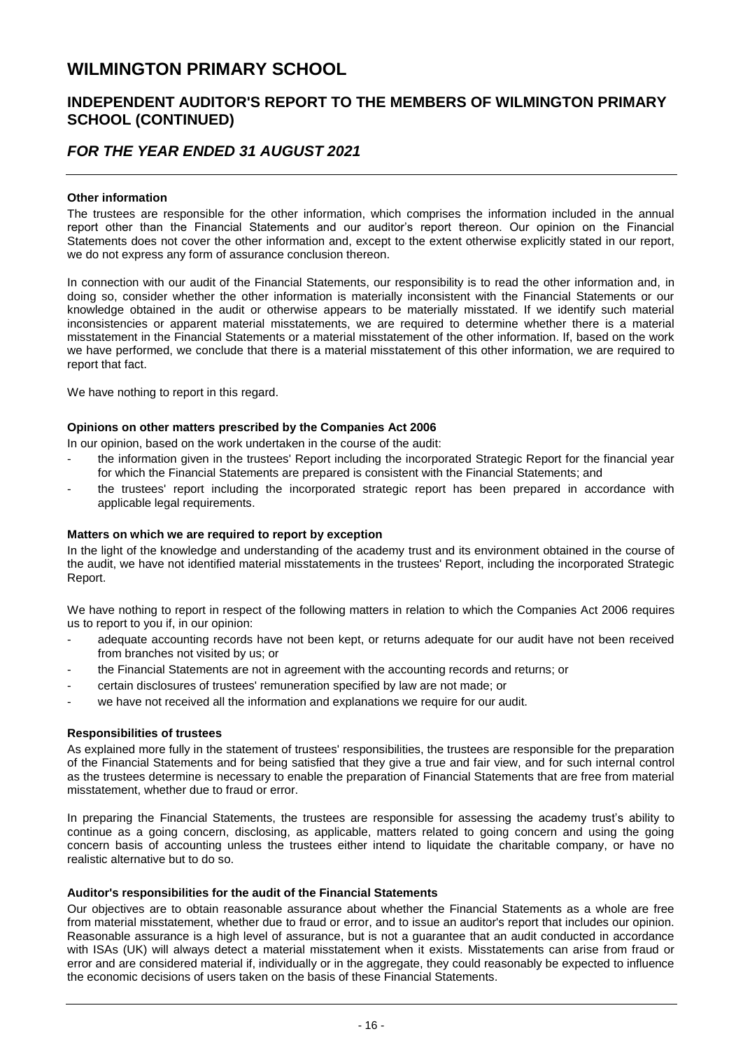### Other information

The trustees are responsible for the other information, which comprises the information included in the annual report other than the Financial Statements and our auditor's report thereon. Our opinion on the Financial Statements does not cover the other information and, except to the extent otherwise explicitly stated in our report, we do not express any form of assurance conclusion thereon.

In connection with our audit of the Financial Statements, our responsibility is to read the other information and, in doing so, consider whether the other information is materially inconsistent with the Financial Statements or our knowledge obtained in the audit or otherwise appears to be materially misstated. If we identify such material inconsistencies or apparent material misstatements, we are required to determine whether there is a material misstatement in the Financial Statements or a material misstatement of the other information. If, based on the work we have performed, we conclude that there is a material misstatement of this other information, we are required to report that fact.

We have nothing to report in this regard.

### Opinions on other matters prescribed by the Companies Act 2006

In our opinion, based on the work undertaken in the course of the audit:

- the information given in the trustees' Report including the incorporated Strategic Report for the financial year for which the Financial Statements are prepared is consistent with the Financial Statements; and
- the trustees' report including the incorporated strategic report has been prepared in accordance with applicable legal requirements.

### Matters on which we are required to report by exception

In the light of the knowledge and understanding of the academy trust and its environment obtained in the course of the audit, we have not identified material misstatements in the trustees' Report, including the incorporated Strategic Report.

We have nothing to report in respect of the following matters in relation to which the Companies Act 2006 requires us to report to you if, in our opinion:

- adequate accounting records have not been kept, or returns adequate for our audit have not been received from branches not visited by us; or
- the Financial Statements are not in agreement with the accounting records and returns; or
- certain disclosures of trustees' remuneration specified by law are not made; or
- we have not received all the information and explanations we require for our audit.

### Responsibilities of trustees

As explained more fully in the statement of trustees' responsibilities, the trustees are responsible for the preparation of the Financial Statements and for being satisfied that they give a true and fair view, and for such internal control as the trustees determine is necessary to enable the preparation of Financial Statements that are free from material misstatement, whether due to fraud or error.

In preparing the Financial Statements, the trustees are responsible for assessing the academy trust's ability to continue as a going concern, disclosing, as applicable, matters related to going concern and using the going concern basis of accounting unless the trustees either intend to liquidate the charitable company, or have no realistic alternative but to do so.

### Auditor's responsibilities for the audit of the Financial Statements

Our objectives are to obtain reasonable assurance about whether the Financial Statements as a whole are free from material misstatement, whether due to fraud or error, and to issue an auditor's report that includes our opinion. Reasonable assurance is a high level of assurance, but is not a guarantee that an audit conducted in accordance with ISAs (UK) will always detect a material misstatement when it exists. Misstatements can arise from fraud or error and are considered material if, individually or in the aggregate, they could reasonably be expected to influence the economic decisions of users taken on the basis of these Financial Statements.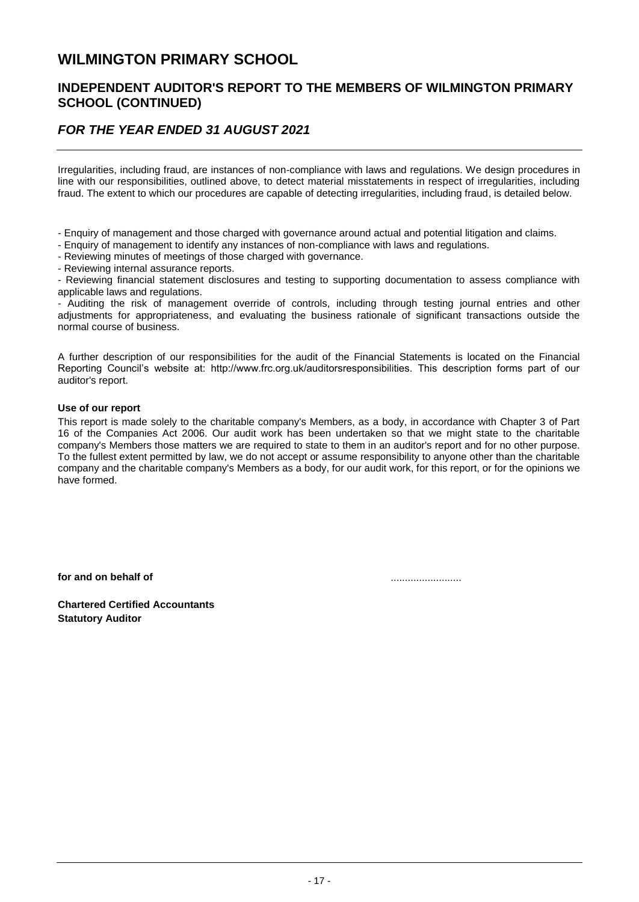# WILMINGTON PRIMARY SCHOOL

## INDEPENDENT AUDITOR'S REPORT TO THE MEMBERS OF WILMINGTON PRIMARY SCHOOL (CONTINUED)

## *FOR THE YEAR ENDED 31 AUGUST 2021*

Irregularities, including fraud, are instances of non-compliance with laws and regulations. We design procedures in line with our responsibilities, outlined above, to detect material misstatements in respect of irregularities, including fraud. The extent to which our procedures are capable of detecting irregularities, including fraud, is detailed below.

- Enquiry of management and those charged with governance around actual and potential litigation and claims.
- Enquiry of management to identify any instances of non-compliance with laws and regulations.
- Reviewing minutes of meetings of those charged with governance.
- Reviewing internal assurance reports.
- Reviewing financial statement disclosures and testing to supporting documentation to assess compliance with applicable laws and regulations.
- Auditing the risk of management override of controls, including through testing journal entries and other adjustments for appropriateness, and evaluating the business rationale of significant transactions outside the normal course of business.

A further description of our responsibilities for the audit of the Financial Statements is located on the Financial Reporting Council's website at: http://www.frc.org.uk/auditorsresponsibilities. This description forms part of our auditor's report.

**Use of our report**

This report is made solely to the charitable company's Members, as a body, in accordance with Chapter 3 of Part 16 of the Companies Act 2006. Our audit work has been undertaken so that we might state to the charitable company's Members those matters we are required to state to them in an auditor's report and for no other purpose. To the fullest extent permitted by law, we do not accept or assume responsibility to anyone other than the charitable company and the charitable company's Members as a body, for our audit work, for this report, or for the opinions we have formed.

**for and on behalf of** .........................

**Chartered Certified Accountants**
**Statutory Auditor**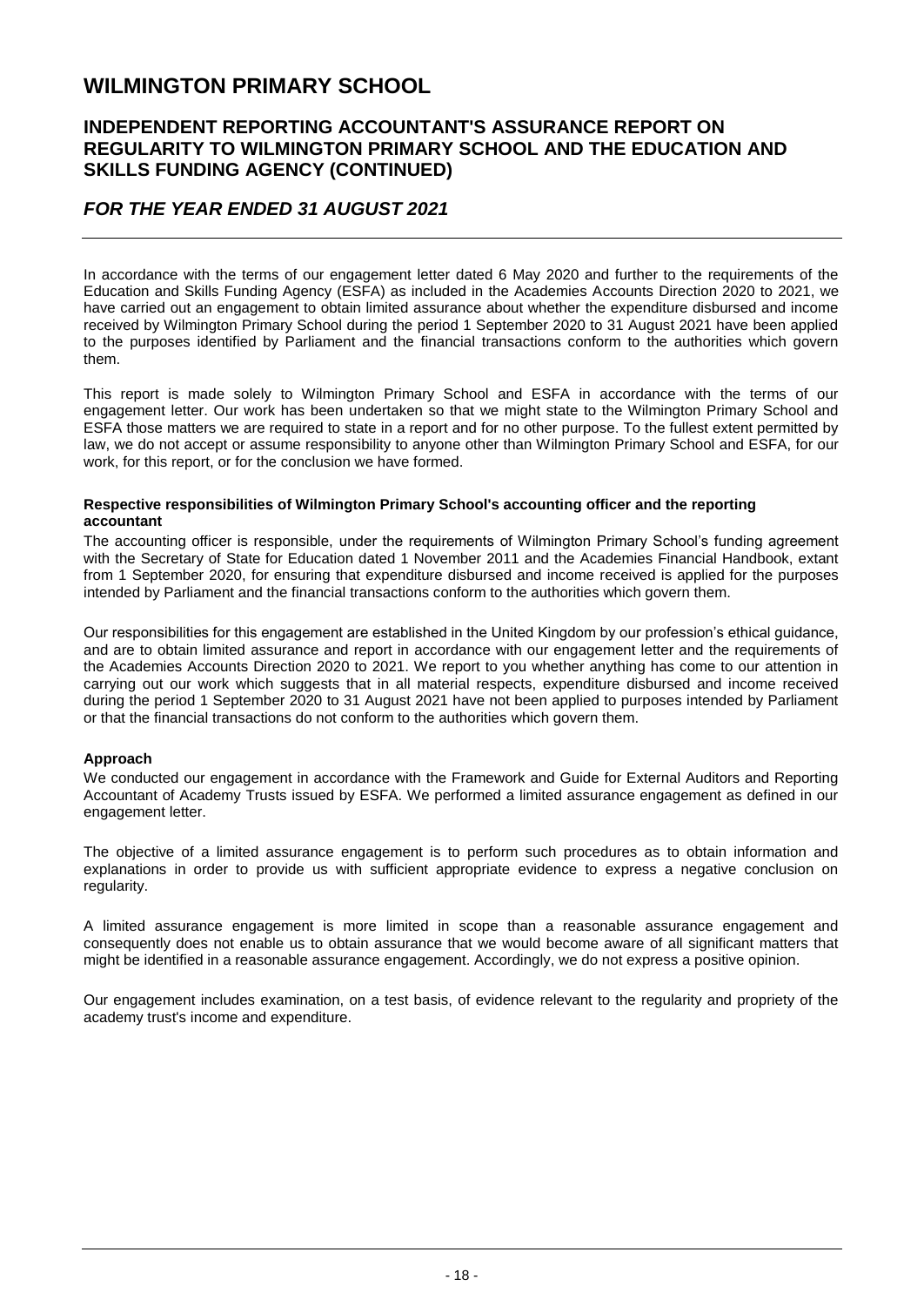# WILMINGTON PRIMARY SCHOOL

## INDEPENDENT REPORTING ACCOUNTANT'S ASSURANCE REPORT ON REGULARITY TO WILMINGTON PRIMARY SCHOOL AND THE EDUCATION AND SKILLS FUNDING AGENCY (CONTINUED)

## *FOR THE YEAR ENDED 31 AUGUST 2021*

In accordance with the terms of our engagement letter dated 6 May 2020 and further to the requirements of the Education and Skills Funding Agency (ESFA) as included in the Academies Accounts Direction 2020 to 2021, we have carried out an engagement to obtain limited assurance about whether the expenditure disbursed and income received by Wilmington Primary School during the period 1 September 2020 to 31 August 2021 have been applied to the purposes identified by Parliament and the financial transactions conform to the authorities which govern them.

This report is made solely to Wilmington Primary School and ESFA in accordance with the terms of our engagement letter. Our work has been undertaken so that we might state to the Wilmington Primary School and ESFA those matters we are required to state in a report and for no other purpose. To the fullest extent permitted by law, we do not accept or assume responsibility to anyone other than Wilmington Primary School and ESFA, for our work, for this report, or for the conclusion we have formed.

**Respective responsibilities of Wilmington Primary School's accounting officer and the reporting accountant**

The accounting officer is responsible, under the requirements of Wilmington Primary School's funding agreement with the Secretary of State for Education dated 1 November 2011 and the Academies Financial Handbook, extant from 1 September 2020, for ensuring that expenditure disbursed and income received is applied for the purposes intended by Parliament and the financial transactions conform to the authorities which govern them.

Our responsibilities for this engagement are established in the United Kingdom by our profession's ethical guidance, and are to obtain limited assurance and report in accordance with our engagement letter and the requirements of the Academies Accounts Direction 2020 to 2021. We report to you whether anything has come to our attention in carrying out our work which suggests that in all material respects, expenditure disbursed and income received during the period 1 September 2020 to 31 August 2021 have not been applied to purposes intended by Parliament or that the financial transactions do not conform to the authorities which govern them.

**Approach**

We conducted our engagement in accordance with the Framework and Guide for External Auditors and Reporting Accountant of Academy Trusts issued by ESFA. We performed a limited assurance engagement as defined in our engagement letter.

The objective of a limited assurance engagement is to perform such procedures as to obtain information and explanations in order to provide us with sufficient appropriate evidence to express a negative conclusion on regularity.

A limited assurance engagement is more limited in scope than a reasonable assurance engagement and consequently does not enable us to obtain assurance that we would become aware of all significant matters that might be identified in a reasonable assurance engagement. Accordingly, we do not express a positive opinion.

Our engagement includes examination, on a test basis, of evidence relevant to the regularity and propriety of the academy trust's income and expenditure.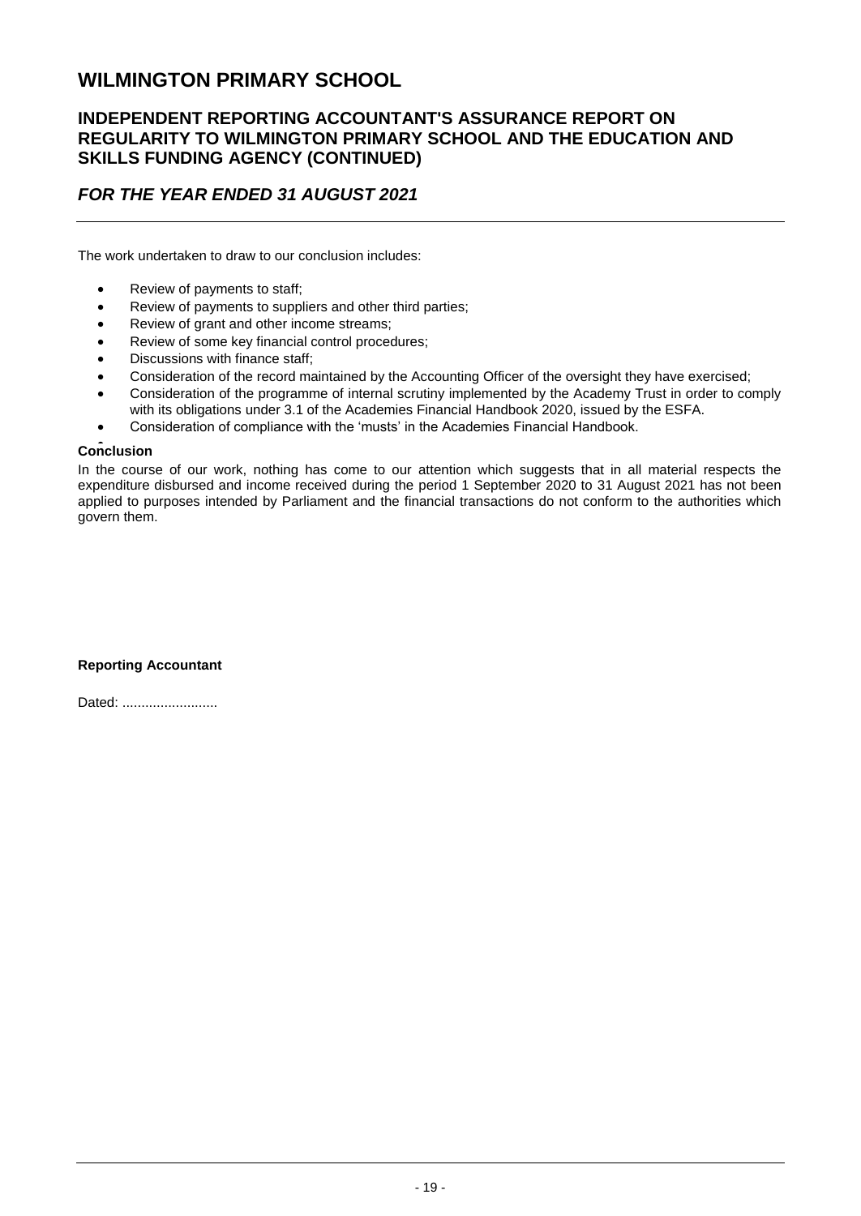# WILMINGTON PRIMARY SCHOOL

## INDEPENDENT REPORTING ACCOUNTANT'S ASSURANCE REPORT ON REGULARITY TO WILMINGTON PRIMARY SCHOOL AND THE EDUCATION AND SKILLS FUNDING AGENCY (CONTINUED)

### *FOR THE YEAR ENDED 31 AUGUST 2021*

The work undertaken to draw to our conclusion includes:

- Review of payments to staff;
- Review of payments to suppliers and other third parties;
- Review of grant and other income streams;
- Review of some key financial control procedures;
- Discussions with finance staff;
- Consideration of the record maintained by the Accounting Officer of the oversight they have exercised;
- Consideration of the programme of internal scrutiny implemented by the Academy Trust in order to comply with its obligations under 3.1 of the Academies Financial Handbook 2020, issued by the ESFA.
- Consideration of compliance with the 'musts' in the Academies Financial Handbook.

**Conclusion**

In the course of our work, nothing has come to our attention which suggests that in all material respects the expenditure disbursed and income received during the period 1 September 2020 to 31 August 2021 has not been applied to purposes intended by Parliament and the financial transactions do not conform to the authorities which govern them.

**Reporting Accountant**

Dated: .........................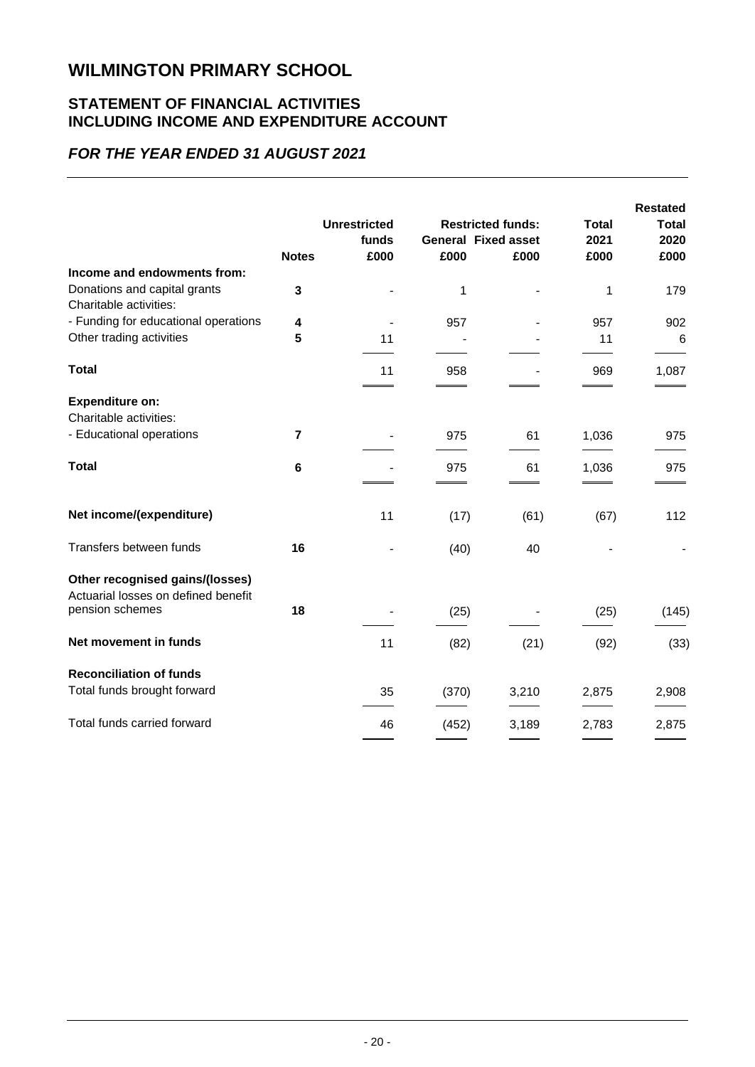# WILMINGTON PRIMARY SCHOOL

## STATEMENT OF FINANCIAL ACTIVITIES
## INCLUDING INCOME AND EXPENDITURE ACCOUNT

### *FOR THE YEAR ENDED 31 AUGUST 2021*

| | Notes | Unrestricted funds £000 | Restricted funds: General £000 | Restricted funds: Fixed asset £000 | Total 2021 £000 | Restated Total 2020 £000 |
|---|---|---|---|---|---|---|
| **Income and endowments from:** | | | | | | |
| Donations and capital grants | 3 | - | 1 | - | 1 | 179 |
| Charitable activities: | | | | | | |
| - Funding for educational operations | 4 | - | 957 | - | 957 | 902 |
| Other trading activities | 5 | 11 | - | - | 11 | 6 |
| **Total** | | 11 | 958 | - | 969 | 1,087 |
| **Expenditure on:** | | | | | | |
| Charitable activities: | | | | | | |
| - Educational operations | 7 | - | 975 | 61 | 1,036 | 975 |
| **Total** | 6 | - | 975 | 61 | 1,036 | 975 |
| **Net income/(expenditure)** | | 11 | (17) | (61) | (67) | 112 |
| Transfers between funds | 16 | - | (40) | 40 | - | - |
| **Other recognised gains/(losses)** | | | | | | |
| Actuarial losses on defined benefit pension schemes | 18 | - | (25) | - | (25) | (145) |
| **Net movement in funds** | | 11 | (82) | (21) | (92) | (33) |
| **Reconciliation of funds** | | | | | | |
| Total funds brought forward | | 35 | (370) | 3,210 | 2,875 | 2,908 |
| Total funds carried forward | | 46 | (452) | 3,189 | 2,783 | 2,875 |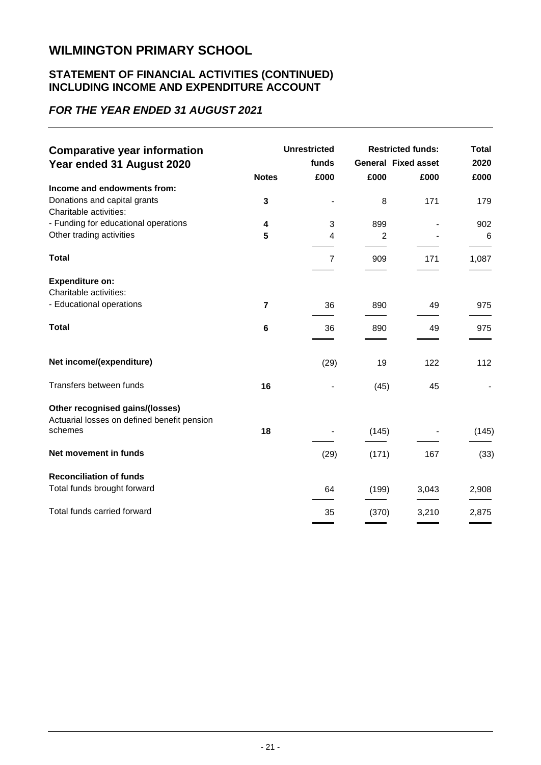# WILMINGTON PRIMARY SCHOOL

## STATEMENT OF FINANCIAL ACTIVITIES (CONTINUED) INCLUDING INCOME AND EXPENDITURE ACCOUNT

### *FOR THE YEAR ENDED 31 AUGUST 2021*

| **Comparative year information Year ended 31 August 2020** | **Notes** | **Unrestricted funds £000** | **Restricted funds: General £000** | **Restricted funds: Fixed asset £000** | **Total 2020 £000** |
|---|---|---|---|---|---|
| **Income and endowments from:** | | | | | |
| Donations and capital grants | **3** | - | 8 | 171 | 179 |
| Charitable activities: | | | | | |
| - Funding for educational operations | **4** | 3 | 899 | - | 902 |
| Other trading activities | **5** | 4 | 2 | - | 6 |
| **Total** | | 7 | 909 | 171 | 1,087 |
| **Expenditure on:** | | | | | |
| Charitable activities: | | | | | |
| - Educational operations | **7** | 36 | 890 | 49 | 975 |
| **Total** | **6** | 36 | 890 | 49 | 975 |
| **Net income/(expenditure)** | | (29) | 19 | 122 | 112 |
| Transfers between funds | **16** | - | (45) | 45 | - |
| **Other recognised gains/(losses)** | | | | | |
| Actuarial losses on defined benefit pension schemes | **18** | - | (145) | - | (145) |
| **Net movement in funds** | | (29) | (171) | 167 | (33) |
| **Reconciliation of funds** | | | | | |
| Total funds brought forward | | 64 | (199) | 3,043 | 2,908 |
| Total funds carried forward | | 35 | (370) | 3,210 | 2,875 |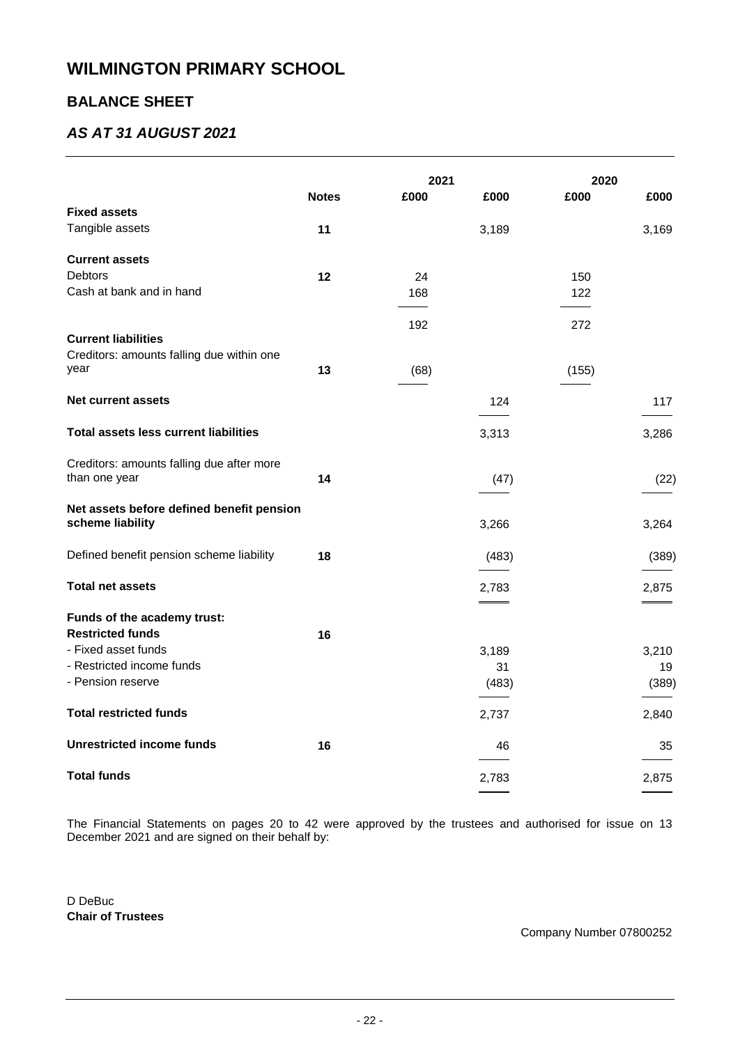# WILMINGTON PRIMARY SCHOOL

## BALANCE SHEET

### *AS AT 31 AUGUST 2021*

| | Notes | 2021 £000 | 2021 £000 | 2020 £000 | 2020 £000 |
|---|---|---|---|---|---|
| **Fixed assets** | | | | | |
| Tangible assets | **11** | | 3,189 | | 3,169 |
| **Current assets** | | | | | |
| Debtors | **12** | 24 | | 150 | |
| Cash at bank and in hand | | 168 | | 122 | |
| | | 192 | | 272 | |
| **Current liabilities** | | | | | |
| Creditors: amounts falling due within one year | **13** | (68) | | (155) | |
| **Net current assets** | | | 124 | | 117 |
| **Total assets less current liabilities** | | | 3,313 | | 3,286 |
| Creditors: amounts falling due after more than one year | **14** | | (47) | | (22) |
| **Net assets before defined benefit pension scheme liability** | | | 3,266 | | 3,264 |
| Defined benefit pension scheme liability | **18** | | (483) | | (389) |
| **Total net assets** | | | 2,783 | | 2,875 |
| **Funds of the academy trust:** | | | | | |
| **Restricted funds** | **16** | | | | |
| - Fixed asset funds | | | 3,189 | | 3,210 |
| - Restricted income funds | | | 31 | | 19 |
| - Pension reserve | | | (483) | | (389) |
| **Total restricted funds** | | | 2,737 | | 2,840 |
| **Unrestricted income funds** | **16** | | 46 | | 35 |
| **Total funds** | | | 2,783 | | 2,875 |

The Financial Statements on pages 20 to 42 were approved by the trustees and authorised for issue on 13 December 2021 and are signed on their behalf by:

D DeBuc
**Chair of Trustees**

Company Number 07800252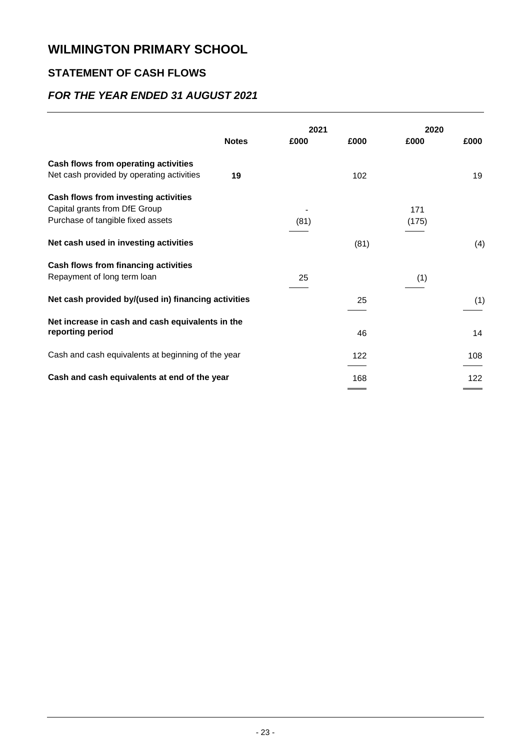# WILMINGTON PRIMARY SCHOOL

## STATEMENT OF CASH FLOWS

### *FOR THE YEAR ENDED 31 AUGUST 2021*

| | Notes | 2021 £000 | 2021 £000 | 2020 £000 | 2020 £000 |
|---|---|---|---|---|---|
| **Cash flows from operating activities** | | | | | |
| Net cash provided by operating activities | **19** | | 102 | | 19 |
| **Cash flows from investing activities** | | | | | |
| Capital grants from DfE Group | | - | | 171 | |
| Purchase of tangible fixed assets | | (81) | | (175) | |
| **Net cash used in investing activities** | | | (81) | | (4) |
| **Cash flows from financing activities** | | | | | |
| Repayment of long term loan | | 25 | | (1) | |
| **Net cash provided by/(used in) financing activities** | | | 25 | | (1) |
| **Net increase in cash and cash equivalents in the reporting period** | | | 46 | | 14 |
| Cash and cash equivalents at beginning of the year | | | 122 | | 108 |
| **Cash and cash equivalents at end of the year** | | | 168 | | 122 |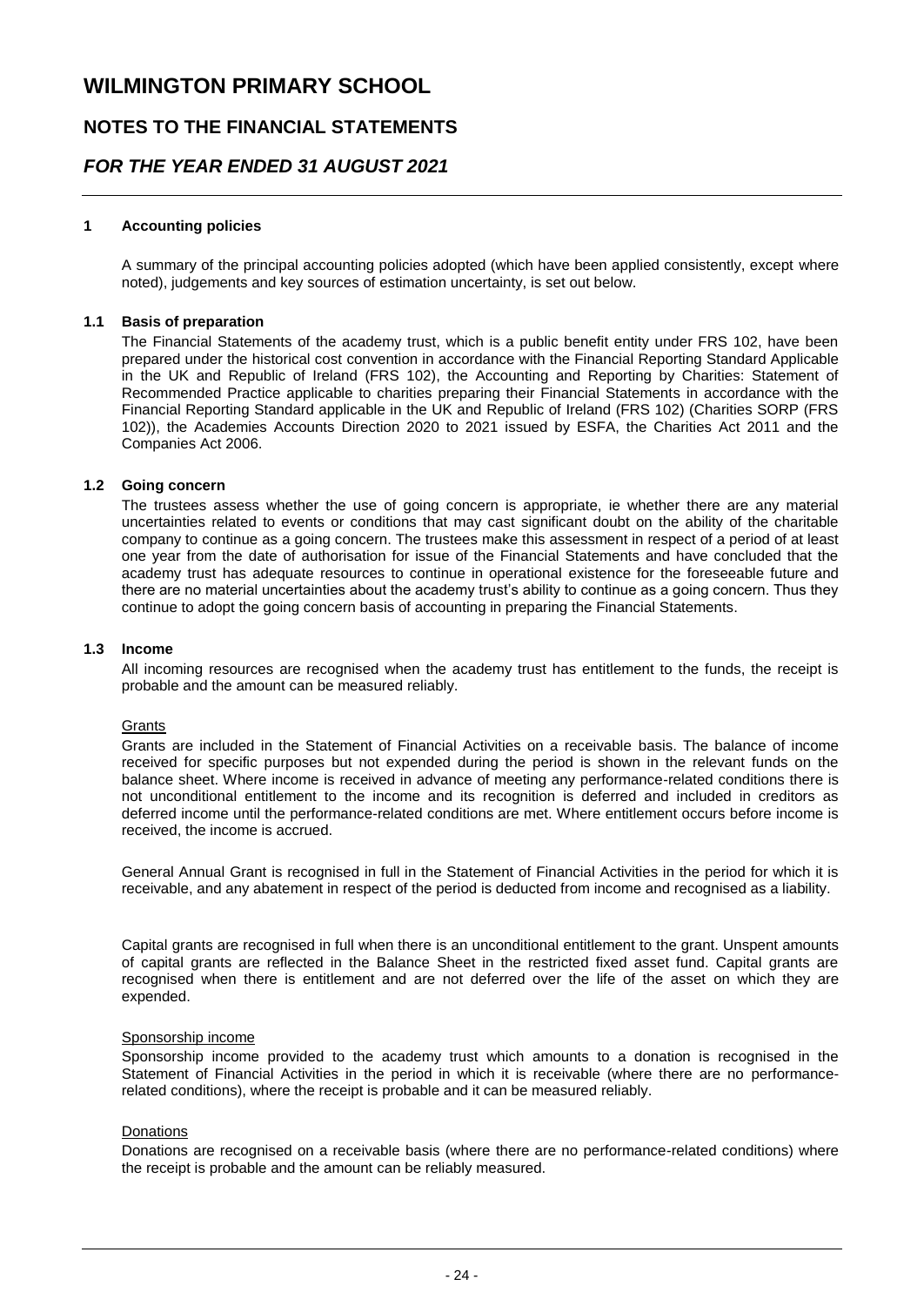# WILMINGTON PRIMARY SCHOOL

## NOTES TO THE FINANCIAL STATEMENTS

## *FOR THE YEAR ENDED 31 AUGUST 2021*

### 1 Accounting policies

A summary of the principal accounting policies adopted (which have been applied consistently, except where noted), judgements and key sources of estimation uncertainty, is set out below.

#### 1.1 Basis of preparation

The Financial Statements of the academy trust, which is a public benefit entity under FRS 102, have been prepared under the historical cost convention in accordance with the Financial Reporting Standard Applicable in the UK and Republic of Ireland (FRS 102), the Accounting and Reporting by Charities: Statement of Recommended Practice applicable to charities preparing their Financial Statements in accordance with the Financial Reporting Standard applicable in the UK and Republic of Ireland (FRS 102) (Charities SORP (FRS 102)), the Academies Accounts Direction 2020 to 2021 issued by ESFA, the Charities Act 2011 and the Companies Act 2006.

#### 1.2 Going concern

The trustees assess whether the use of going concern is appropriate, ie whether there are any material uncertainties related to events or conditions that may cast significant doubt on the ability of the charitable company to continue as a going concern. The trustees make this assessment in respect of a period of at least one year from the date of authorisation for issue of the Financial Statements and have concluded that the academy trust has adequate resources to continue in operational existence for the foreseeable future and there are no material uncertainties about the academy trust's ability to continue as a going concern. Thus they continue to adopt the going concern basis of accounting in preparing the Financial Statements.

#### 1.3 Income

All incoming resources are recognised when the academy trust has entitlement to the funds, the receipt is probable and the amount can be measured reliably.

Grants

Grants are included in the Statement of Financial Activities on a receivable basis. The balance of income received for specific purposes but not expended during the period is shown in the relevant funds on the balance sheet. Where income is received in advance of meeting any performance-related conditions there is not unconditional entitlement to the income and its recognition is deferred and included in creditors as deferred income until the performance-related conditions are met. Where entitlement occurs before income is received, the income is accrued.

General Annual Grant is recognised in full in the Statement of Financial Activities in the period for which it is receivable, and any abatement in respect of the period is deducted from income and recognised as a liability.

Capital grants are recognised in full when there is an unconditional entitlement to the grant. Unspent amounts of capital grants are reflected in the Balance Sheet in the restricted fixed asset fund. Capital grants are recognised when there is entitlement and are not deferred over the life of the asset on which they are expended.

Sponsorship income

Sponsorship income provided to the academy trust which amounts to a donation is recognised in the Statement of Financial Activities in the period in which it is receivable (where there are no performance-related conditions), where the receipt is probable and it can be measured reliably.

Donations

Donations are recognised on a receivable basis (where there are no performance-related conditions) where the receipt is probable and the amount can be reliably measured.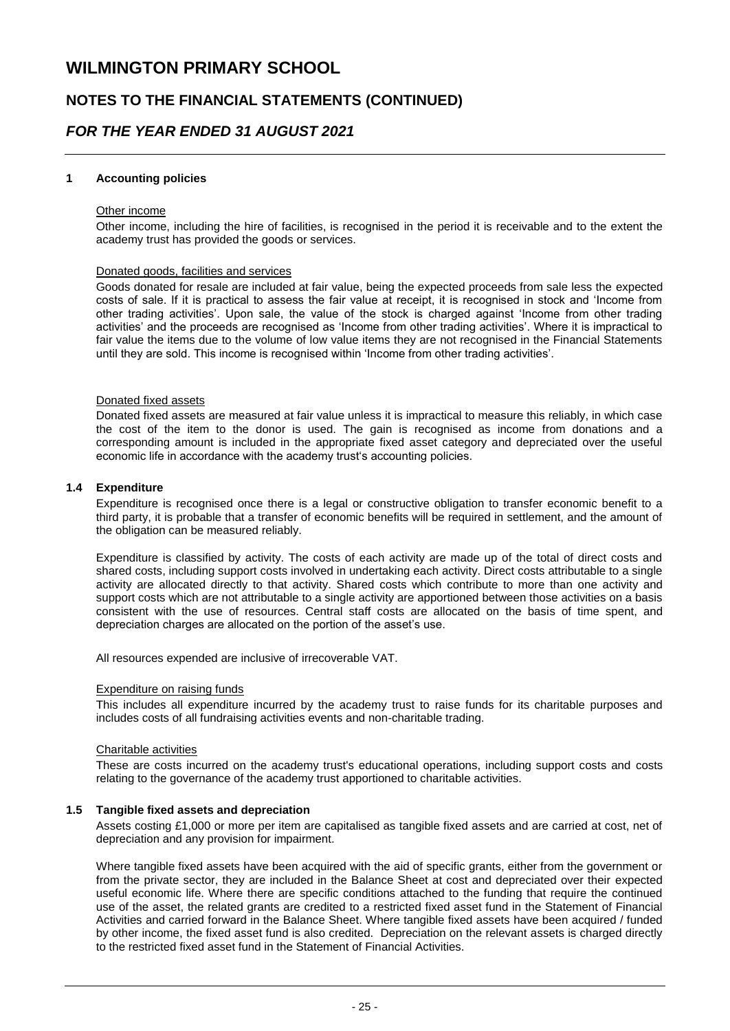## 1 Accounting policies

Other income

Other income, including the hire of facilities, is recognised in the period it is receivable and to the extent the academy trust has provided the goods or services.

Donated goods, facilities and services

Goods donated for resale are included at fair value, being the expected proceeds from sale less the expected costs of sale. If it is practical to assess the fair value at receipt, it is recognised in stock and 'Income from other trading activities'. Upon sale, the value of the stock is charged against 'Income from other trading activities' and the proceeds are recognised as 'Income from other trading activities'. Where it is impractical to fair value the items due to the volume of low value items they are not recognised in the Financial Statements until they are sold. This income is recognised within 'Income from other trading activities'.

Donated fixed assets

Donated fixed assets are measured at fair value unless it is impractical to measure this reliably, in which case the cost of the item to the donor is used. The gain is recognised as income from donations and a corresponding amount is included in the appropriate fixed asset category and depreciated over the useful economic life in accordance with the academy trust's accounting policies.

### 1.4 Expenditure

Expenditure is recognised once there is a legal or constructive obligation to transfer economic benefit to a third party, it is probable that a transfer of economic benefits will be required in settlement, and the amount of the obligation can be measured reliably.

Expenditure is classified by activity. The costs of each activity are made up of the total of direct costs and shared costs, including support costs involved in undertaking each activity. Direct costs attributable to a single activity are allocated directly to that activity. Shared costs which contribute to more than one activity and support costs which are not attributable to a single activity are apportioned between those activities on a basis consistent with the use of resources. Central staff costs are allocated on the basis of time spent, and depreciation charges are allocated on the portion of the asset's use.

All resources expended are inclusive of irrecoverable VAT.

Expenditure on raising funds

This includes all expenditure incurred by the academy trust to raise funds for its charitable purposes and includes costs of all fundraising activities events and non-charitable trading.

Charitable activities

These are costs incurred on the academy trust's educational operations, including support costs and costs relating to the governance of the academy trust apportioned to charitable activities.

### 1.5 Tangible fixed assets and depreciation

Assets costing £1,000 or more per item are capitalised as tangible fixed assets and are carried at cost, net of depreciation and any provision for impairment.

Where tangible fixed assets have been acquired with the aid of specific grants, either from the government or from the private sector, they are included in the Balance Sheet at cost and depreciated over their expected useful economic life. Where there are specific conditions attached to the funding that require the continued use of the asset, the related grants are credited to a restricted fixed asset fund in the Statement of Financial Activities and carried forward in the Balance Sheet. Where tangible fixed assets have been acquired / funded by other income, the fixed asset fund is also credited. Depreciation on the relevant assets is charged directly to the restricted fixed asset fund in the Statement of Financial Activities.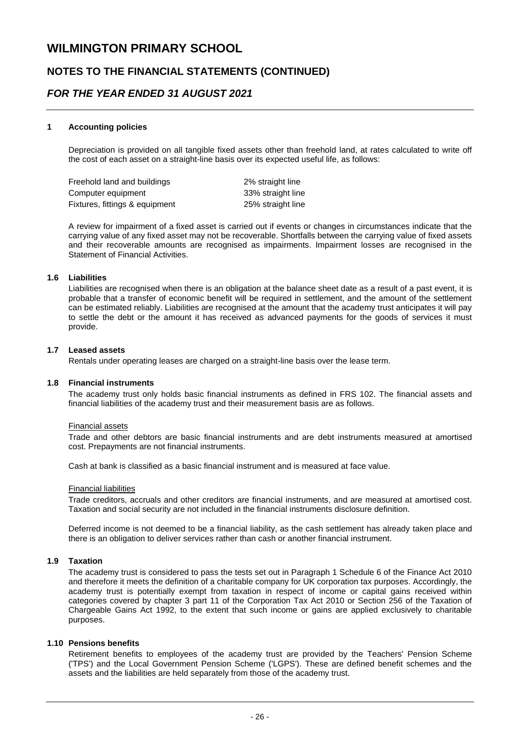# WILMINGTON PRIMARY SCHOOL

## NOTES TO THE FINANCIAL STATEMENTS (CONTINUED)

## *FOR THE YEAR ENDED 31 AUGUST 2021*

### 1 Accounting policies

Depreciation is provided on all tangible fixed assets other than freehold land, at rates calculated to write off the cost of each asset on a straight-line basis over its expected useful life, as follows:

| | |
|---|---|
| Freehold land and buildings | 2% straight line |
| Computer equipment | 33% straight line |
| Fixtures, fittings & equipment | 25% straight line |

A review for impairment of a fixed asset is carried out if events or changes in circumstances indicate that the carrying value of any fixed asset may not be recoverable. Shortfalls between the carrying value of fixed assets and their recoverable amounts are recognised as impairments. Impairment losses are recognised in the Statement of Financial Activities.

### 1.6 Liabilities

Liabilities are recognised when there is an obligation at the balance sheet date as a result of a past event, it is probable that a transfer of economic benefit will be required in settlement, and the amount of the settlement can be estimated reliably. Liabilities are recognised at the amount that the academy trust anticipates it will pay to settle the debt or the amount it has received as advanced payments for the goods of services it must provide.

### 1.7 Leased assets

Rentals under operating leases are charged on a straight-line basis over the lease term.

### 1.8 Financial instruments

The academy trust only holds basic financial instruments as defined in FRS 102. The financial assets and financial liabilities of the academy trust and their measurement basis are as follows.

Financial assets

Trade and other debtors are basic financial instruments and are debt instruments measured at amortised cost. Prepayments are not financial instruments.

Cash at bank is classified as a basic financial instrument and is measured at face value.

Financial liabilities

Trade creditors, accruals and other creditors are financial instruments, and are measured at amortised cost. Taxation and social security are not included in the financial instruments disclosure definition.

Deferred income is not deemed to be a financial liability, as the cash settlement has already taken place and there is an obligation to deliver services rather than cash or another financial instrument.

### 1.9 Taxation

The academy trust is considered to pass the tests set out in Paragraph 1 Schedule 6 of the Finance Act 2010 and therefore it meets the definition of a charitable company for UK corporation tax purposes. Accordingly, the academy trust is potentially exempt from taxation in respect of income or capital gains received within categories covered by chapter 3 part 11 of the Corporation Tax Act 2010 or Section 256 of the Taxation of Chargeable Gains Act 1992, to the extent that such income or gains are applied exclusively to charitable purposes.

### 1.10 Pensions benefits

Retirement benefits to employees of the academy trust are provided by the Teachers' Pension Scheme ('TPS') and the Local Government Pension Scheme ('LGPS'). These are defined benefit schemes and the assets and the liabilities are held separately from those of the academy trust.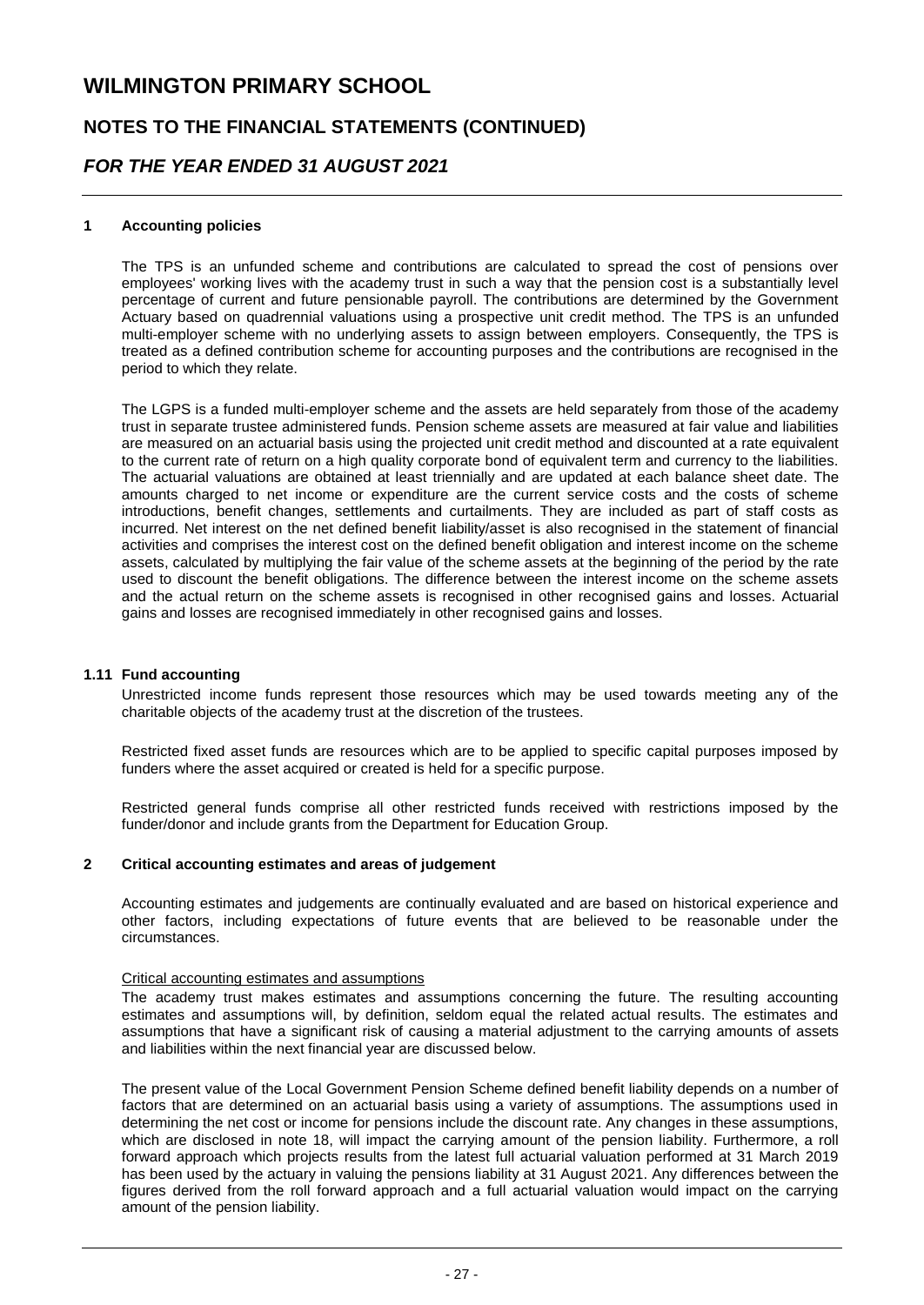# WILMINGTON PRIMARY SCHOOL

## NOTES TO THE FINANCIAL STATEMENTS (CONTINUED)

## *FOR THE YEAR ENDED 31 AUGUST 2021*

### 1 Accounting policies

The TPS is an unfunded scheme and contributions are calculated to spread the cost of pensions over employees' working lives with the academy trust in such a way that the pension cost is a substantially level percentage of current and future pensionable payroll. The contributions are determined by the Government Actuary based on quadrennial valuations using a prospective unit credit method. The TPS is an unfunded multi-employer scheme with no underlying assets to assign between employers. Consequently, the TPS is treated as a defined contribution scheme for accounting purposes and the contributions are recognised in the period to which they relate.

The LGPS is a funded multi-employer scheme and the assets are held separately from those of the academy trust in separate trustee administered funds. Pension scheme assets are measured at fair value and liabilities are measured on an actuarial basis using the projected unit credit method and discounted at a rate equivalent to the current rate of return on a high quality corporate bond of equivalent term and currency to the liabilities. The actuarial valuations are obtained at least triennially and are updated at each balance sheet date. The amounts charged to net income or expenditure are the current service costs and the costs of scheme introductions, benefit changes, settlements and curtailments. They are included as part of staff costs as incurred. Net interest on the net defined benefit liability/asset is also recognised in the statement of financial activities and comprises the interest cost on the defined benefit obligation and interest income on the scheme assets, calculated by multiplying the fair value of the scheme assets at the beginning of the period by the rate used to discount the benefit obligations. The difference between the interest income on the scheme assets and the actual return on the scheme assets is recognised in other recognised gains and losses. Actuarial gains and losses are recognised immediately in other recognised gains and losses.

### 1.11 Fund accounting

Unrestricted income funds represent those resources which may be used towards meeting any of the charitable objects of the academy trust at the discretion of the trustees.

Restricted fixed asset funds are resources which are to be applied to specific capital purposes imposed by funders where the asset acquired or created is held for a specific purpose.

Restricted general funds comprise all other restricted funds received with restrictions imposed by the funder/donor and include grants from the Department for Education Group.

### 2 Critical accounting estimates and areas of judgement

Accounting estimates and judgements are continually evaluated and are based on historical experience and other factors, including expectations of future events that are believed to be reasonable under the circumstances.

Critical accounting estimates and assumptions

The academy trust makes estimates and assumptions concerning the future. The resulting accounting estimates and assumptions will, by definition, seldom equal the related actual results. The estimates and assumptions that have a significant risk of causing a material adjustment to the carrying amounts of assets and liabilities within the next financial year are discussed below.

The present value of the Local Government Pension Scheme defined benefit liability depends on a number of factors that are determined on an actuarial basis using a variety of assumptions. The assumptions used in determining the net cost or income for pensions include the discount rate. Any changes in these assumptions, which are disclosed in note 18, will impact the carrying amount of the pension liability. Furthermore, a roll forward approach which projects results from the latest full actuarial valuation performed at 31 March 2019 has been used by the actuary in valuing the pensions liability at 31 August 2021. Any differences between the figures derived from the roll forward approach and a full actuarial valuation would impact on the carrying amount of the pension liability.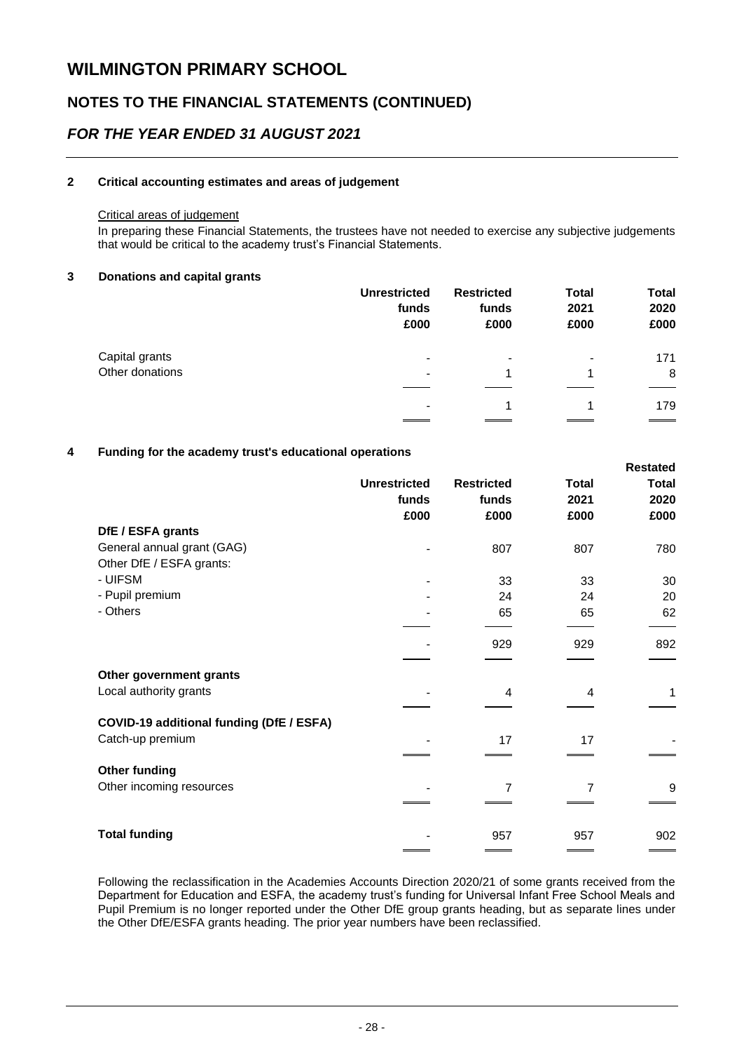# WILMINGTON PRIMARY SCHOOL

## NOTES TO THE FINANCIAL STATEMENTS (CONTINUED)

## *FOR THE YEAR ENDED 31 AUGUST 2021*

### 2 Critical accounting estimates and areas of judgement

Critical areas of judgement

In preparing these Financial Statements, the trustees have not needed to exercise any subjective judgements that would be critical to the academy trust's Financial Statements.

### 3 Donations and capital grants

| | Unrestricted funds £000 | Restricted funds £000 | Total 2021 £000 | Total 2020 £000 |
|---|---|---|---|---|
| Capital grants | - | - | - | 171 |
| Other donations | - | 1 | 1 | 8 |
| | - | 1 | 1 | 179 |

### 4 Funding for the academy trust's educational operations

| | Unrestricted funds £000 | Restricted funds £000 | Total 2021 £000 | Restated Total 2020 £000 |
|---|---|---|---|---|
| **DfE / ESFA grants** | | | | |
| General annual grant (GAG) | - | 807 | 807 | 780 |
| Other DfE / ESFA grants: | | | | |
| - UIFSM | - | 33 | 33 | 30 |
| - Pupil premium | - | 24 | 24 | 20 |
| - Others | - | 65 | 65 | 62 |
| | - | 929 | 929 | 892 |
| **Other government grants** | | | | |
| Local authority grants | - | 4 | 4 | 1 |
| **COVID-19 additional funding (DfE / ESFA)** | | | | |
| Catch-up premium | - | 17 | 17 | - |
| **Other funding** | | | | |
| Other incoming resources | - | 7 | 7 | 9 |
| **Total funding** | - | 957 | 957 | 902 |

Following the reclassification in the Academies Accounts Direction 2020/21 of some grants received from the Department for Education and ESFA, the academy trust's funding for Universal Infant Free School Meals and Pupil Premium is no longer reported under the Other DfE group grants heading, but as separate lines under the Other DfE/ESFA grants heading. The prior year numbers have been reclassified.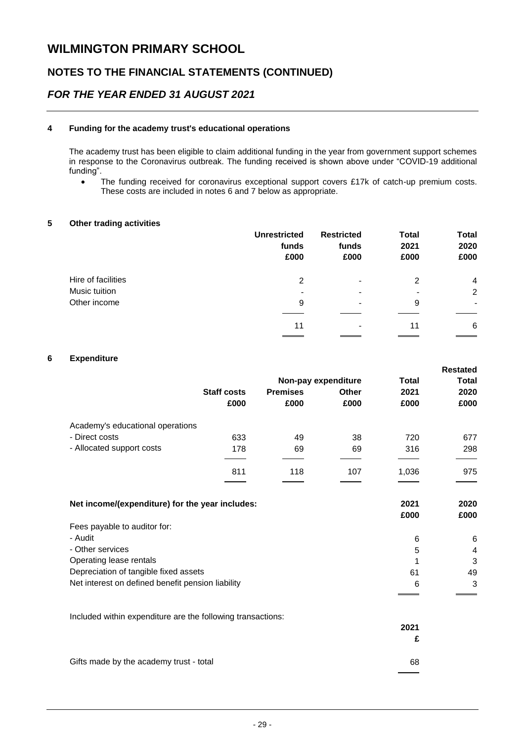# WILMINGTON PRIMARY SCHOOL

## NOTES TO THE FINANCIAL STATEMENTS (CONTINUED)

## *FOR THE YEAR ENDED 31 AUGUST 2021*

### 4 Funding for the academy trust's educational operations

The academy trust has been eligible to claim additional funding in the year from government support schemes in response to the Coronavirus outbreak. The funding received is shown above under "COVID-19 additional funding".

- The funding received for coronavirus exceptional support covers £17k of catch-up premium costs. These costs are included in notes 6 and 7 below as appropriate.

### 5 Other trading activities

| | Unrestricted funds £000 | Restricted funds £000 | Total 2021 £000 | Total 2020 £000 |
|---|---|---|---|---|
| Hire of facilities | 2 | - | 2 | 4 |
| Music tuition | - | - | - | 2 |
| Other income | 9 | - | 9 | - |
| | 11 | - | 11 | 6 |

### 6 Expenditure

| | Staff costs £000 | Non-pay expenditure: Premises £000 | Non-pay expenditure: Other £000 | Total 2021 £000 | Restated Total 2020 £000 |
|---|---|---|---|---|---|
| Academy's educational operations | | | | | |
| - Direct costs | 633 | 49 | 38 | 720 | 677 |
| - Allocated support costs | 178 | 69 | 69 | 316 | 298 |
| | 811 | 118 | 107 | 1,036 | 975 |

| Net income/(expenditure) for the year includes: | 2021 £000 | 2020 £000 |
|---|---|---|
| Fees payable to auditor for: | | |
| - Audit | 6 | 6 |
| - Other services | 5 | 4 |
| Operating lease rentals | 1 | 3 |
| Depreciation of tangible fixed assets | 61 | 49 |
| Net interest on defined benefit pension liability | 6 | 3 |

Included within expenditure are the following transactions:

| | 2021 £ |
|---|---|
| Gifts made by the academy trust - total | 68 |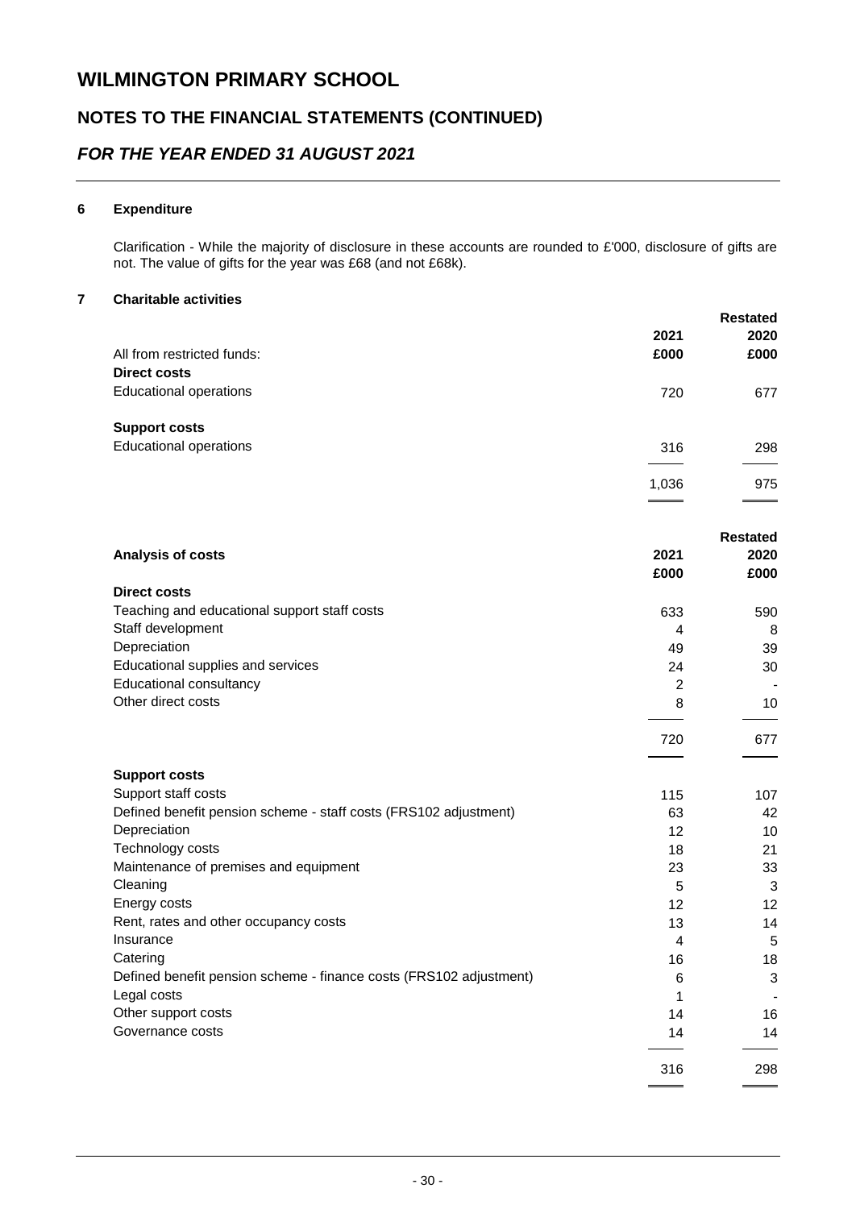# WILMINGTON PRIMARY SCHOOL

## NOTES TO THE FINANCIAL STATEMENTS (CONTINUED)

## *FOR THE YEAR ENDED 31 AUGUST 2021*

### 6 Expenditure

Clarification - While the majority of disclosure in these accounts are rounded to £'000, disclosure of gifts are not. The value of gifts for the year was £68 (and not £68k).

### 7 Charitable activities

| | 2021 | Restated 2020 |
|---|---|---|
| All from restricted funds: | £000 | £000 |
| **Direct costs** | | |
| Educational operations | 720 | 677 |
| **Support costs** | | |
| Educational operations | 316 | 298 |
| | 1,036 | 975 |

| **Analysis of costs** | 2021 £000 | Restated 2020 £000 |
|---|---|---|
| **Direct costs** | | |
| Teaching and educational support staff costs | 633 | 590 |
| Staff development | 4 | 8 |
| Depreciation | 49 | 39 |
| Educational supplies and services | 24 | 30 |
| Educational consultancy | 2 | - |
| Other direct costs | 8 | 10 |
| | 720 | 677 |
| **Support costs** | | |
| Support staff costs | 115 | 107 |
| Defined benefit pension scheme - staff costs (FRS102 adjustment) | 63 | 42 |
| Depreciation | 12 | 10 |
| Technology costs | 18 | 21 |
| Maintenance of premises and equipment | 23 | 33 |
| Cleaning | 5 | 3 |
| Energy costs | 12 | 12 |
| Rent, rates and other occupancy costs | 13 | 14 |
| Insurance | 4 | 5 |
| Catering | 16 | 18 |
| Defined benefit pension scheme - finance costs (FRS102 adjustment) | 6 | 3 |
| Legal costs | 1 | - |
| Other support costs | 14 | 16 |
| Governance costs | 14 | 14 |
| | 316 | 298 |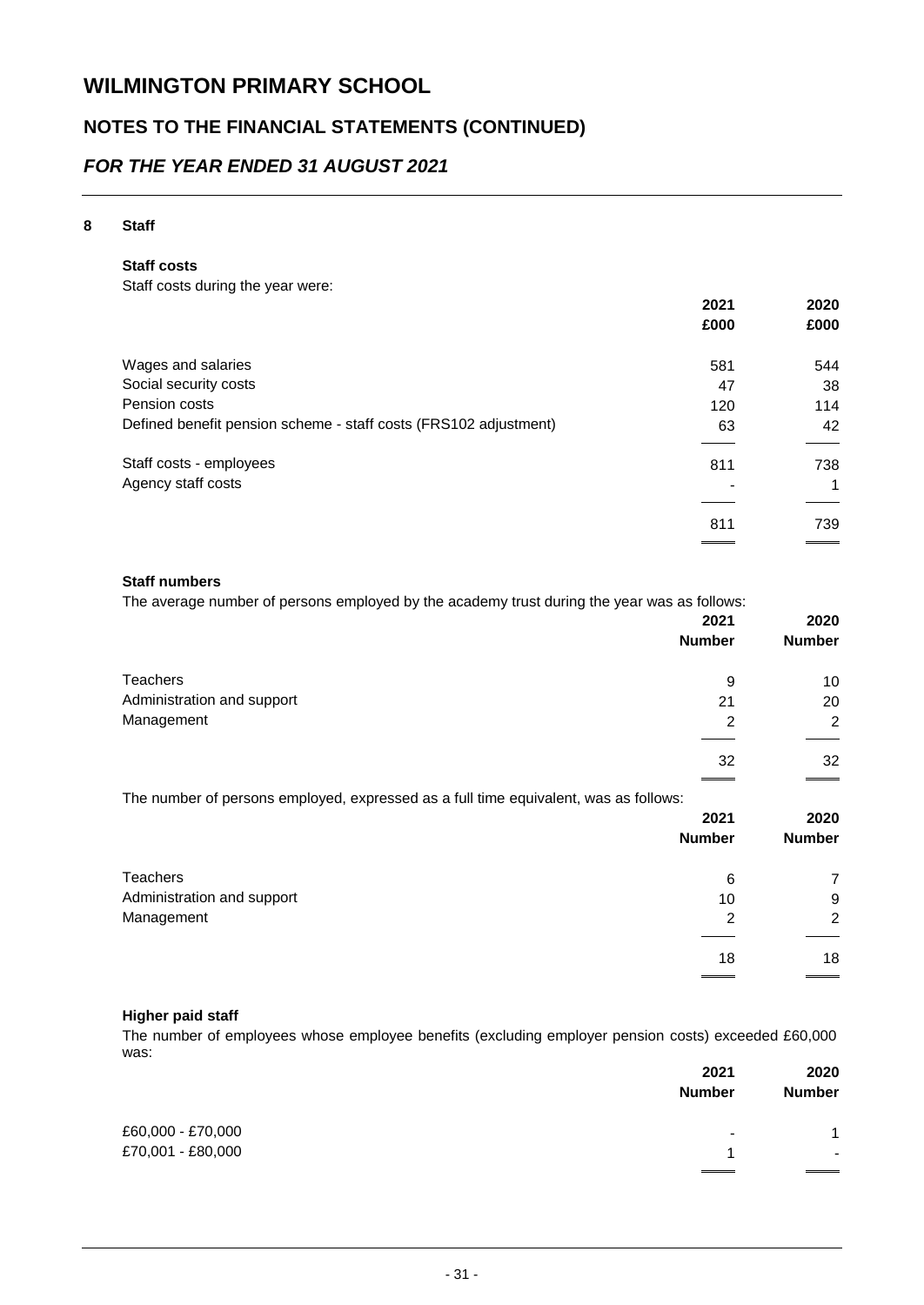# WILMINGTON PRIMARY SCHOOL

## NOTES TO THE FINANCIAL STATEMENTS (CONTINUED)

### *FOR THE YEAR ENDED 31 AUGUST 2021*

**8 Staff**

**Staff costs**

Staff costs during the year were:

| | 2021 £000 | 2020 £000 |
|---|---|---|
| Wages and salaries | 581 | 544 |
| Social security costs | 47 | 38 |
| Pension costs | 120 | 114 |
| Defined benefit pension scheme - staff costs (FRS102 adjustment) | 63 | 42 |
| Staff costs - employees | 811 | 738 |
| Agency staff costs | - | 1 |
| | 811 | 739 |

**Staff numbers**

The average number of persons employed by the academy trust during the year was as follows:

| | 2021 Number | 2020 Number |
|---|---|---|
| Teachers | 9 | 10 |
| Administration and support | 21 | 20 |
| Management | 2 | 2 |
| | 32 | 32 |

The number of persons employed, expressed as a full time equivalent, was as follows:

| | 2021 Number | 2020 Number |
|---|---|---|
| Teachers | 6 | 7 |
| Administration and support | 10 | 9 |
| Management | 2 | 2 |
| | 18 | 18 |

**Higher paid staff**

The number of employees whose employee benefits (excluding employer pension costs) exceeded £60,000 was:

| | 2021 Number | 2020 Number |
|---|---|---|
| £60,000 - £70,000 | - | 1 |
| £70,001 - £80,000 | 1 | - |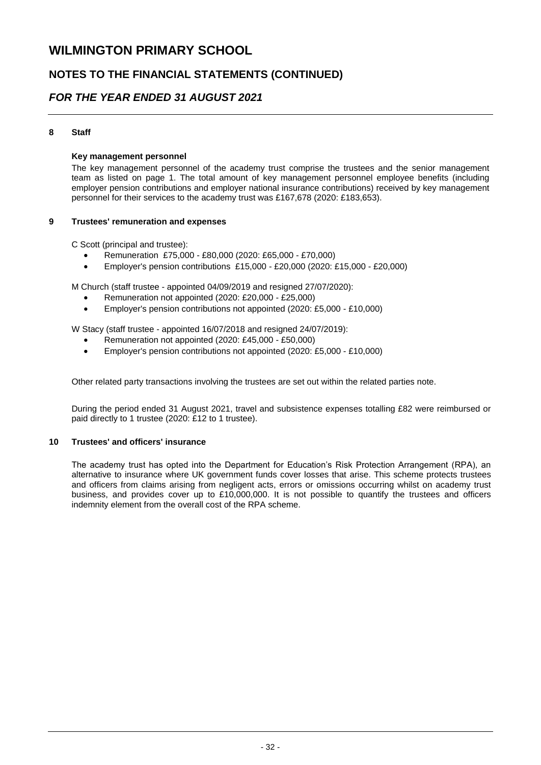# WILMINGTON PRIMARY SCHOOL

## NOTES TO THE FINANCIAL STATEMENTS (CONTINUED)

## *FOR THE YEAR ENDED 31 AUGUST 2021*

### 8 Staff

**Key management personnel**

The key management personnel of the academy trust comprise the trustees and the senior management team as listed on page 1. The total amount of key management personnel employee benefits (including employer pension contributions and employer national insurance contributions) received by key management personnel for their services to the academy trust was £167,678 (2020: £183,653).

### 9 Trustees' remuneration and expenses

C Scott (principal and trustee):

- Remuneration £75,000 - £80,000 (2020: £65,000 - £70,000)
- Employer's pension contributions £15,000 - £20,000 (2020: £15,000 - £20,000)

M Church (staff trustee - appointed 04/09/2019 and resigned 27/07/2020):

- Remuneration not appointed (2020: £20,000 - £25,000)
- Employer's pension contributions not appointed (2020: £5,000 - £10,000)

W Stacy (staff trustee - appointed 16/07/2018 and resigned 24/07/2019):

- Remuneration not appointed (2020: £45,000 - £50,000)
- Employer's pension contributions not appointed (2020: £5,000 - £10,000)

Other related party transactions involving the trustees are set out within the related parties note.

During the period ended 31 August 2021, travel and subsistence expenses totalling £82 were reimbursed or paid directly to 1 trustee (2020: £12 to 1 trustee).

### 10 Trustees' and officers' insurance

The academy trust has opted into the Department for Education's Risk Protection Arrangement (RPA), an alternative to insurance where UK government funds cover losses that arise. This scheme protects trustees and officers from claims arising from negligent acts, errors or omissions occurring whilst on academy trust business, and provides cover up to £10,000,000. It is not possible to quantify the trustees and officers indemnity element from the overall cost of the RPA scheme.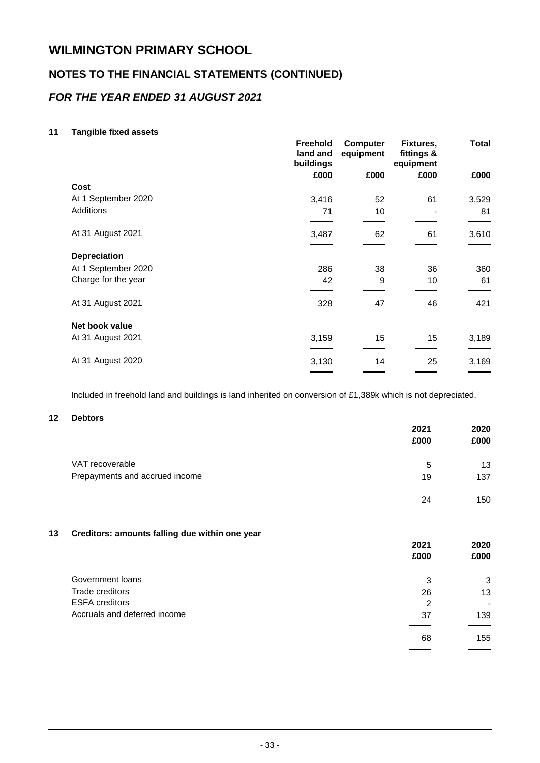# WILMINGTON PRIMARY SCHOOL

## NOTES TO THE FINANCIAL STATEMENTS (CONTINUED)

## *FOR THE YEAR ENDED 31 AUGUST 2021*

### 11 Tangible fixed assets

| | Freehold land and buildings | Computer equipment | Fixtures, fittings & equipment | Total |
|---|---|---|---|---|
| | £000 | £000 | £000 | £000 |
| **Cost** | | | | |
| At 1 September 2020 | 3,416 | 52 | 61 | 3,529 |
| Additions | 71 | 10 | - | 81 |
| At 31 August 2021 | 3,487 | 62 | 61 | 3,610 |
| **Depreciation** | | | | |
| At 1 September 2020 | 286 | 38 | 36 | 360 |
| Charge for the year | 42 | 9 | 10 | 61 |
| At 31 August 2021 | 328 | 47 | 46 | 421 |
| **Net book value** | | | | |
| At 31 August 2021 | 3,159 | 15 | 15 | 3,189 |
| At 31 August 2020 | 3,130 | 14 | 25 | 3,169 |

Included in freehold land and buildings is land inherited on conversion of £1,389k which is not depreciated.

### 12 Debtors

| | 2021 | 2020 |
|---|---|---|
| | £000 | £000 |
| VAT recoverable | 5 | 13 |
| Prepayments and accrued income | 19 | 137 |
| | 24 | 150 |

### 13 Creditors: amounts falling due within one year

| | 2021 | 2020 |
|---|---|---|
| | £000 | £000 |
| Government loans | 3 | 3 |
| Trade creditors | 26 | 13 |
| ESFA creditors | 2 | - |
| Accruals and deferred income | 37 | 139 |
| | 68 | 155 |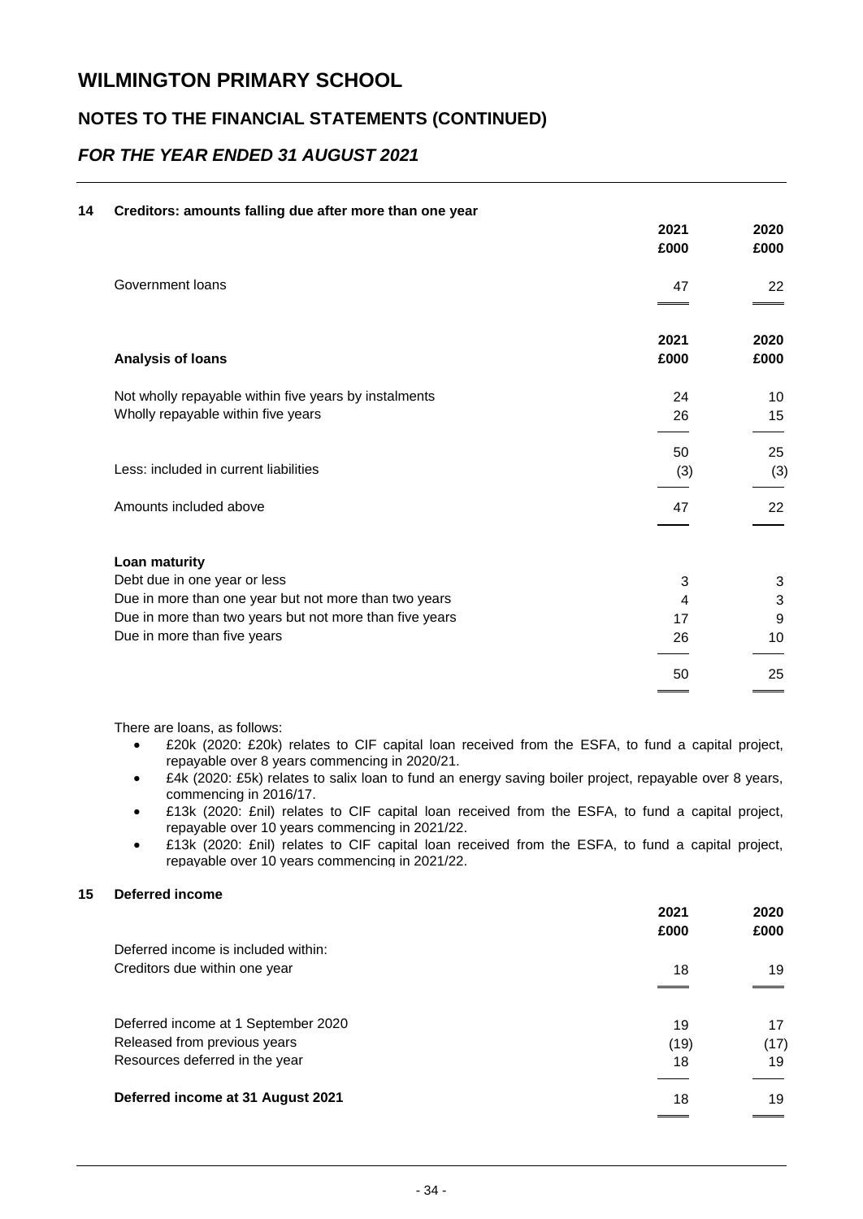# WILMINGTON PRIMARY SCHOOL

## NOTES TO THE FINANCIAL STATEMENTS (CONTINUED)

## *FOR THE YEAR ENDED 31 AUGUST 2021*

### 14 Creditors: amounts falling due after more than one year

| | 2021 £000 | 2020 £000 |
|---|---|---|
| Government loans | 47 | 22 |

| Analysis of loans | 2021 £000 | 2020 £000 |
|---|---|---|
| Not wholly repayable within five years by instalments | 24 | 10 |
| Wholly repayable within five years | 26 | 15 |
| | 50 | 25 |
| Less: included in current liabilities | (3) | (3) |
| Amounts included above | 47 | 22 |
| **Loan maturity** | | |
| Debt due in one year or less | 3 | 3 |
| Due in more than one year but not more than two years | 4 | 3 |
| Due in more than two years but not more than five years | 17 | 9 |
| Due in more than five years | 26 | 10 |
| | 50 | 25 |

There are loans, as follows:

- £20k (2020: £20k) relates to CIF capital loan received from the ESFA, to fund a capital project, repayable over 8 years commencing in 2020/21.
- £4k (2020: £5k) relates to salix loan to fund an energy saving boiler project, repayable over 8 years, commencing in 2016/17.
- £13k (2020: £nil) relates to CIF capital loan received from the ESFA, to fund a capital project, repayable over 10 years commencing in 2021/22.
- £13k (2020: £nil) relates to CIF capital loan received from the ESFA, to fund a capital project, repayable over 10 years commencing in 2021/22.

### 15 Deferred income

| | 2021 £000 | 2020 £000 |
|---|---|---|
| Deferred income is included within: | | |
| Creditors due within one year | 18 | 19 |
| Deferred income at 1 September 2020 | 19 | 17 |
| Released from previous years | (19) | (17) |
| Resources deferred in the year | 18 | 19 |
| **Deferred income at 31 August 2021** | 18 | 19 |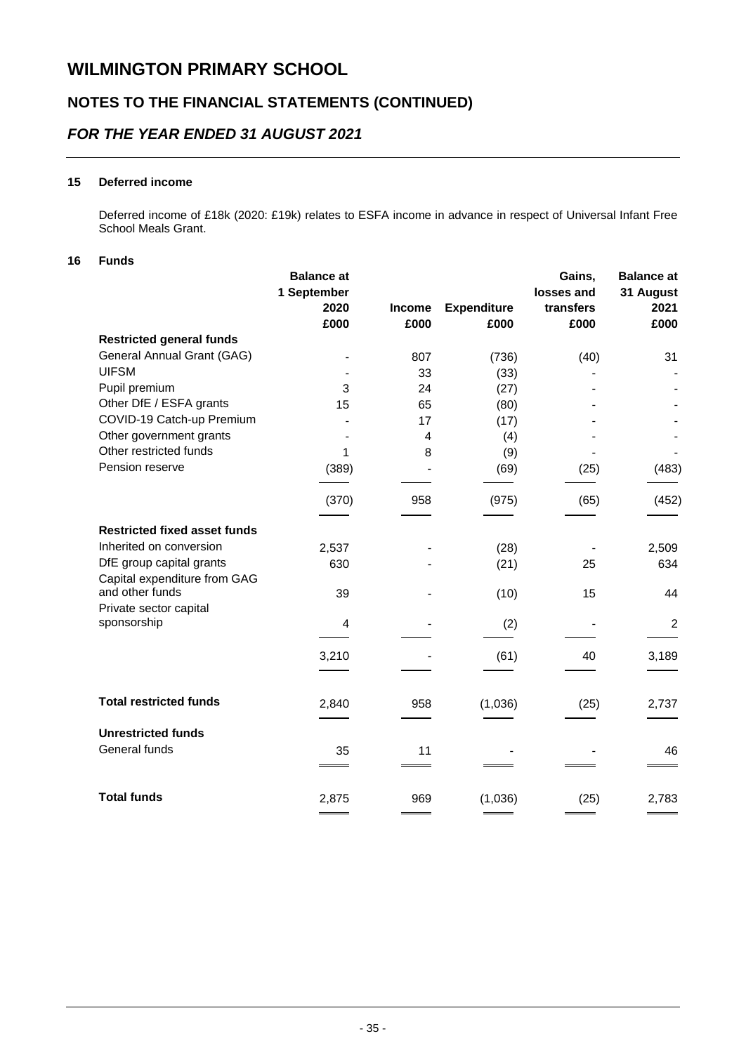# WILMINGTON PRIMARY SCHOOL

## NOTES TO THE FINANCIAL STATEMENTS (CONTINUED)

## *FOR THE YEAR ENDED 31 AUGUST 2021*

### 15 Deferred income

Deferred income of £18k (2020: £19k) relates to ESFA income in advance in respect of Universal Infant Free School Meals Grant.

### 16 Funds

| | Balance at 1 September 2020 £000 | Income £000 | Expenditure £000 | Gains, losses and transfers £000 | Balance at 31 August 2021 £000 |
|---|---|---|---|---|---|
| **Restricted general funds** | | | | | |
| General Annual Grant (GAG) | - | 807 | (736) | (40) | 31 |
| UIFSM | - | 33 | (33) | - | - |
| Pupil premium | 3 | 24 | (27) | - | - |
| Other DfE / ESFA grants | 15 | 65 | (80) | - | - |
| COVID-19 Catch-up Premium | - | 17 | (17) | - | - |
| Other government grants | - | 4 | (4) | - | - |
| Other restricted funds | 1 | 8 | (9) | - | - |
| Pension reserve | (389) | - | (69) | (25) | (483) |
| | (370) | 958 | (975) | (65) | (452) |
| **Restricted fixed asset funds** | | | | | |
| Inherited on conversion | 2,537 | - | (28) | - | 2,509 |
| DfE group capital grants | 630 | - | (21) | 25 | 634 |
| Capital expenditure from GAG and other funds | 39 | - | (10) | 15 | 44 |
| Private sector capital sponsorship | 4 | - | (2) | - | 2 |
| | 3,210 | - | (61) | 40 | 3,189 |
| **Total restricted funds** | 2,840 | 958 | (1,036) | (25) | 2,737 |
| **Unrestricted funds** | | | | | |
| General funds | 35 | 11 | - | - | 46 |
| **Total funds** | 2,875 | 969 | (1,036) | (25) | 2,783 |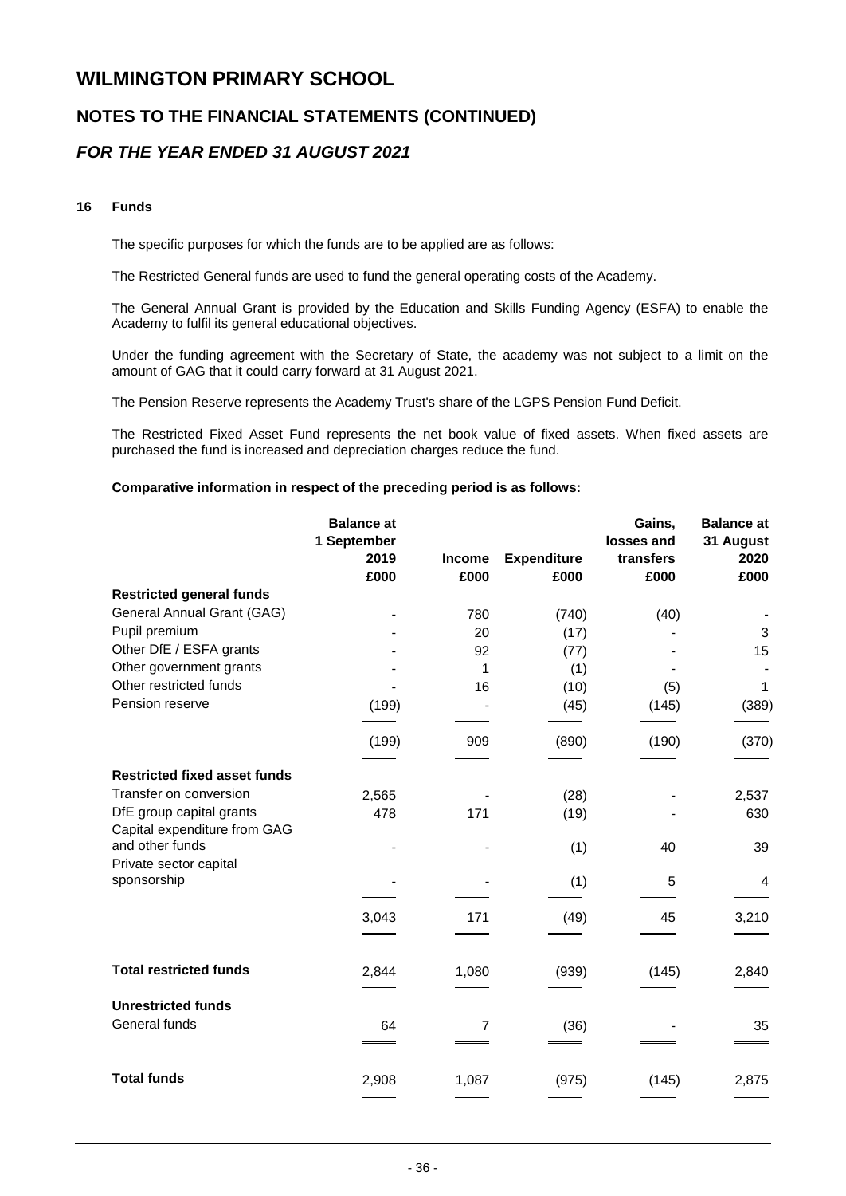# WILMINGTON PRIMARY SCHOOL

## NOTES TO THE FINANCIAL STATEMENTS (CONTINUED)

## *FOR THE YEAR ENDED 31 AUGUST 2021*

### 16 Funds

The specific purposes for which the funds are to be applied are as follows:

The Restricted General funds are used to fund the general operating costs of the Academy.

The General Annual Grant is provided by the Education and Skills Funding Agency (ESFA) to enable the Academy to fulfil its general educational objectives.

Under the funding agreement with the Secretary of State, the academy was not subject to a limit on the amount of GAG that it could carry forward at 31 August 2021.

The Pension Reserve represents the Academy Trust's share of the LGPS Pension Fund Deficit.

The Restricted Fixed Asset Fund represents the net book value of fixed assets. When fixed assets are purchased the fund is increased and depreciation charges reduce the fund.

**Comparative information in respect of the preceding period is as follows:**

| | Balance at 1 September 2019 £000 | Income £000 | Expenditure £000 | Gains, losses and transfers £000 | Balance at 31 August 2020 £000 |
|---|---|---|---|---|---|
| **Restricted general funds** | | | | | |
| General Annual Grant (GAG) | - | 780 | (740) | (40) | - |
| Pupil premium | - | 20 | (17) | - | 3 |
| Other DfE / ESFA grants | - | 92 | (77) | - | 15 |
| Other government grants | - | 1 | (1) | - | - |
| Other restricted funds | - | 16 | (10) | (5) | 1 |
| Pension reserve | (199) | - | (45) | (145) | (389) |
| | (199) | 909 | (890) | (190) | (370) |
| **Restricted fixed asset funds** | | | | | |
| Transfer on conversion | 2,565 | - | (28) | - | 2,537 |
| DfE group capital grants | 478 | 171 | (19) | - | 630 |
| Capital expenditure from GAG and other funds | - | - | (1) | 40 | 39 |
| Private sector capital sponsorship | - | - | (1) | 5 | 4 |
| | 3,043 | 171 | (49) | 45 | 3,210 |
| **Total restricted funds** | 2,844 | 1,080 | (939) | (145) | 2,840 |
| **Unrestricted funds** | | | | | |
| General funds | 64 | 7 | (36) | - | 35 |
| **Total funds** | 2,908 | 1,087 | (975) | (145) | 2,875 |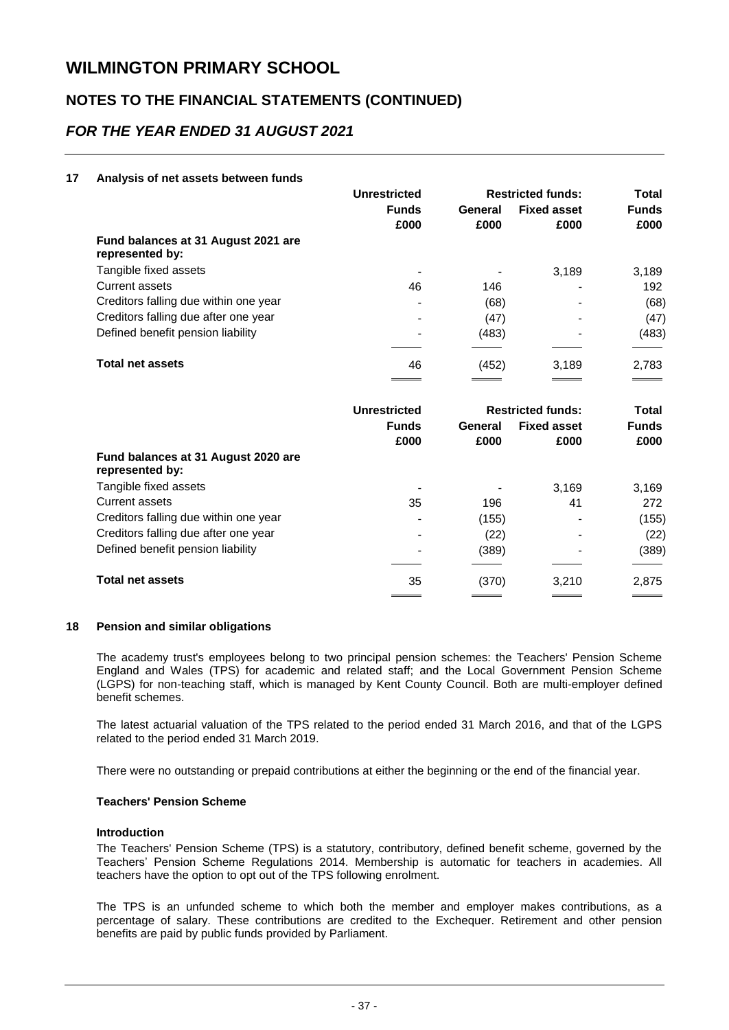# WILMINGTON PRIMARY SCHOOL

## NOTES TO THE FINANCIAL STATEMENTS (CONTINUED)

## *FOR THE YEAR ENDED 31 AUGUST 2021*

### 17 Analysis of net assets between funds

| | Unrestricted Funds | Restricted funds: General | Restricted funds: Fixed asset | Total Funds |
|---|---|---|---|---|
| | £000 | £000 | £000 | £000 |
| **Fund balances at 31 August 2021 are represented by:** | | | | |
| Tangible fixed assets | - | - | 3,189 | 3,189 |
| Current assets | 46 | 146 | - | 192 |
| Creditors falling due within one year | - | (68) | - | (68) |
| Creditors falling due after one year | - | (47) | - | (47) |
| Defined benefit pension liability | - | (483) | - | (483) |
| **Total net assets** | 46 | (452) | 3,189 | 2,783 |

| | Unrestricted Funds | Restricted funds: General | Restricted funds: Fixed asset | Total Funds |
|---|---|---|---|---|
| | £000 | £000 | £000 | £000 |
| **Fund balances at 31 August 2020 are represented by:** | | | | |
| Tangible fixed assets | - | - | 3,169 | 3,169 |
| Current assets | 35 | 196 | 41 | 272 |
| Creditors falling due within one year | - | (155) | - | (155) |
| Creditors falling due after one year | - | (22) | - | (22) |
| Defined benefit pension liability | - | (389) | - | (389) |
| **Total net assets** | 35 | (370) | 3,210 | 2,875 |

### 18 Pension and similar obligations

The academy trust's employees belong to two principal pension schemes: the Teachers' Pension Scheme England and Wales (TPS) for academic and related staff; and the Local Government Pension Scheme (LGPS) for non-teaching staff, which is managed by Kent County Council. Both are multi-employer defined benefit schemes.

The latest actuarial valuation of the TPS related to the period ended 31 March 2016, and that of the LGPS related to the period ended 31 March 2019.

There were no outstanding or prepaid contributions at either the beginning or the end of the financial year.

#### Teachers' Pension Scheme

**Introduction**

The Teachers' Pension Scheme (TPS) is a statutory, contributory, defined benefit scheme, governed by the Teachers' Pension Scheme Regulations 2014. Membership is automatic for teachers in academies. All teachers have the option to opt out of the TPS following enrolment.

The TPS is an unfunded scheme to which both the member and employer makes contributions, as a percentage of salary. These contributions are credited to the Exchequer. Retirement and other pension benefits are paid by public funds provided by Parliament.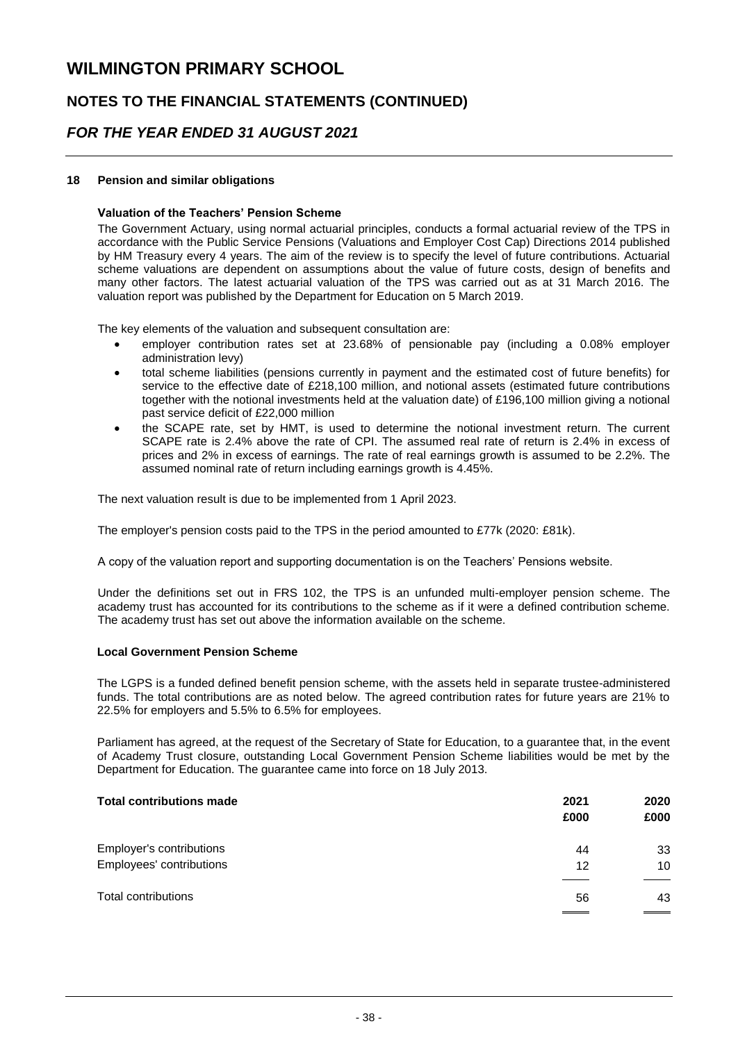# WILMINGTON PRIMARY SCHOOL

## NOTES TO THE FINANCIAL STATEMENTS (CONTINUED)

## *FOR THE YEAR ENDED 31 AUGUST 2021*

### 18 Pension and similar obligations

**Valuation of the Teachers' Pension Scheme**

The Government Actuary, using normal actuarial principles, conducts a formal actuarial review of the TPS in accordance with the Public Service Pensions (Valuations and Employer Cost Cap) Directions 2014 published by HM Treasury every 4 years. The aim of the review is to specify the level of future contributions. Actuarial scheme valuations are dependent on assumptions about the value of future costs, design of benefits and many other factors. The latest actuarial valuation of the TPS was carried out as at 31 March 2016. The valuation report was published by the Department for Education on 5 March 2019.

The key elements of the valuation and subsequent consultation are:

- employer contribution rates set at 23.68% of pensionable pay (including a 0.08% employer administration levy)
- total scheme liabilities (pensions currently in payment and the estimated cost of future benefits) for service to the effective date of £218,100 million, and notional assets (estimated future contributions together with the notional investments held at the valuation date) of £196,100 million giving a notional past service deficit of £22,000 million
- the SCAPE rate, set by HMT, is used to determine the notional investment return. The current SCAPE rate is 2.4% above the rate of CPI. The assumed real rate of return is 2.4% in excess of prices and 2% in excess of earnings. The rate of real earnings growth is assumed to be 2.2%. The assumed nominal rate of return including earnings growth is 4.45%.

The next valuation result is due to be implemented from 1 April 2023.

The employer's pension costs paid to the TPS in the period amounted to £77k (2020: £81k).

A copy of the valuation report and supporting documentation is on the Teachers' Pensions website.

Under the definitions set out in FRS 102, the TPS is an unfunded multi-employer pension scheme. The academy trust has accounted for its contributions to the scheme as if it were a defined contribution scheme. The academy trust has set out above the information available on the scheme.

**Local Government Pension Scheme**

The LGPS is a funded defined benefit pension scheme, with the assets held in separate trustee-administered funds. The total contributions are as noted below. The agreed contribution rates for future years are 21% to 22.5% for employers and 5.5% to 6.5% for employees.

Parliament has agreed, at the request of the Secretary of State for Education, to a guarantee that, in the event of Academy Trust closure, outstanding Local Government Pension Scheme liabilities would be met by the Department for Education. The guarantee came into force on 18 July 2013.

| Total contributions made | 2021 £000 | 2020 £000 |
|---|---|---|
| Employer's contributions | 44 | 33 |
| Employees' contributions | 12 | 10 |
| Total contributions | 56 | 43 |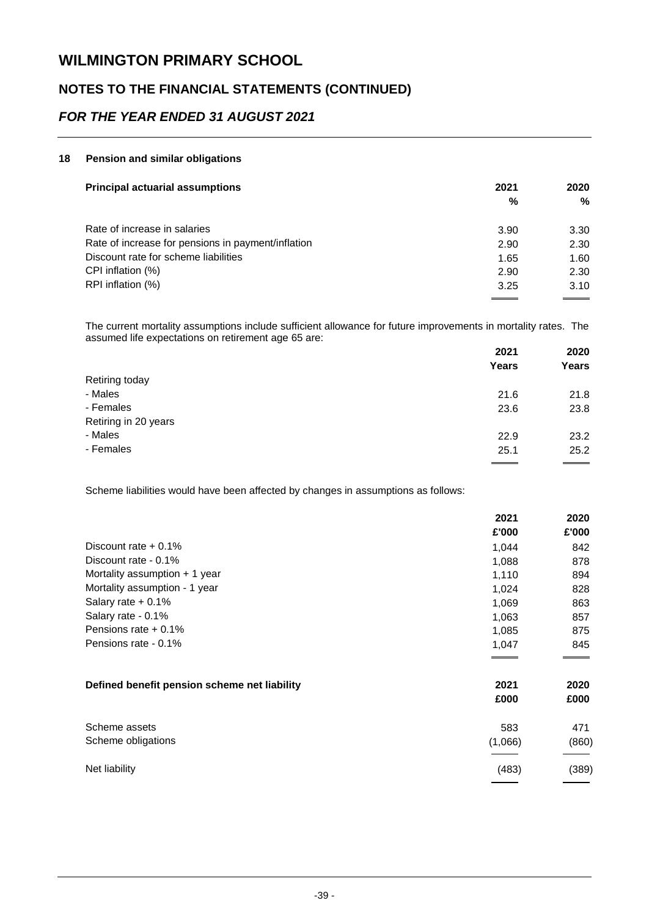# WILMINGTON PRIMARY SCHOOL

## NOTES TO THE FINANCIAL STATEMENTS (CONTINUED)

## *FOR THE YEAR ENDED 31 AUGUST 2021*

### 18 Pension and similar obligations

| Principal actuarial assumptions | 2021 % | 2020 % |
|---|---|---|
| Rate of increase in salaries | 3.90 | 3.30 |
| Rate of increase for pensions in payment/inflation | 2.90 | 2.30 |
| Discount rate for scheme liabilities | 1.65 | 1.60 |
| CPI inflation (%) | 2.90 | 2.30 |
| RPI inflation (%) | 3.25 | 3.10 |

The current mortality assumptions include sufficient allowance for future improvements in mortality rates. The assumed life expectations on retirement age 65 are:

| | 2021 Years | 2020 Years |
|---|---|---|
| Retiring today | | |
| - Males | 21.6 | 21.8 |
| - Females | 23.6 | 23.8 |
| Retiring in 20 years | | |
| - Males | 22.9 | 23.2 |
| - Females | 25.1 | 25.2 |

Scheme liabilities would have been affected by changes in assumptions as follows:

| | 2021 £'000 | 2020 £'000 |
|---|---|---|
| Discount rate + 0.1% | 1,044 | 842 |
| Discount rate - 0.1% | 1,088 | 878 |
| Mortality assumption + 1 year | 1,110 | 894 |
| Mortality assumption - 1 year | 1,024 | 828 |
| Salary rate + 0.1% | 1,069 | 863 |
| Salary rate - 0.1% | 1,063 | 857 |
| Pensions rate + 0.1% | 1,085 | 875 |
| Pensions rate - 0.1% | 1,047 | 845 |

| Defined benefit pension scheme net liability | 2021 £000 | 2020 £000 |
|---|---|---|
| Scheme assets | 583 | 471 |
| Scheme obligations | (1,066) | (860) |
| Net liability | (483) | (389) |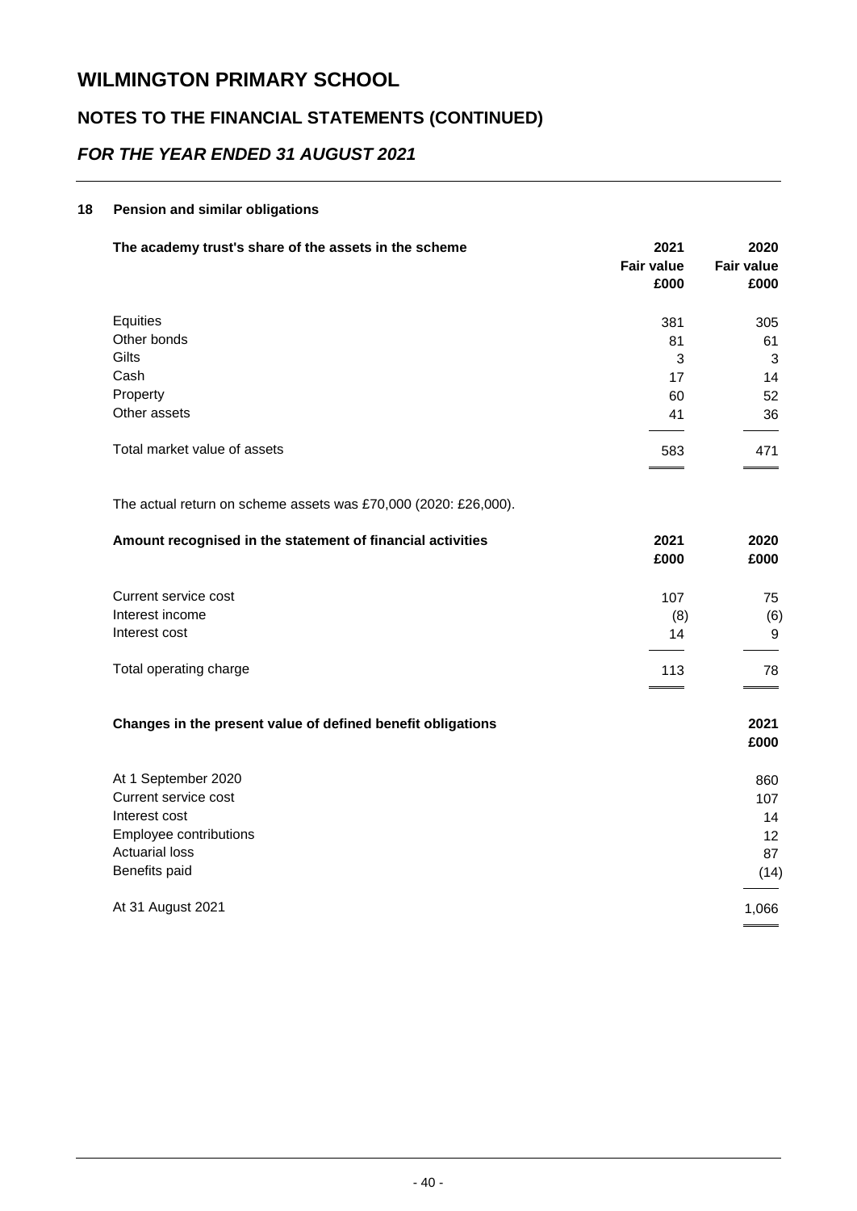# WILMINGTON PRIMARY SCHOOL

## NOTES TO THE FINANCIAL STATEMENTS (CONTINUED)

## *FOR THE YEAR ENDED 31 AUGUST 2021*

### 18 Pension and similar obligations

| **The academy trust's share of the assets in the scheme** | **2021 Fair value £000** | **2020 Fair value £000** |
|---|---|---|
| Equities | 381 | 305 |
| Other bonds | 81 | 61 |
| Gilts | 3 | 3 |
| Cash | 17 | 14 |
| Property | 60 | 52 |
| Other assets | 41 | 36 |
| Total market value of assets | 583 | 471 |

The actual return on scheme assets was £70,000 (2020: £26,000).

| **Amount recognised in the statement of financial activities** | **2021 £000** | **2020 £000** |
|---|---|---|
| Current service cost | 107 | 75 |
| Interest income | (8) | (6) |
| Interest cost | 14 | 9 |
| Total operating charge | 113 | 78 |

| **Changes in the present value of defined benefit obligations** | **2021 £000** |
|---|---|
| At 1 September 2020 | 860 |
| Current service cost | 107 |
| Interest cost | 14 |
| Employee contributions | 12 |
| Actuarial loss | 87 |
| Benefits paid | (14) |
| At 31 August 2021 | 1,066 |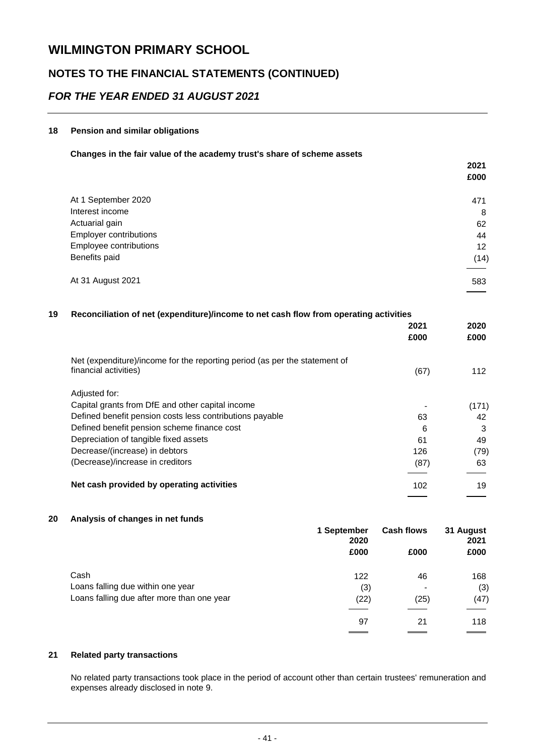# WILMINGTON PRIMARY SCHOOL

## NOTES TO THE FINANCIAL STATEMENTS (CONTINUED)

## *FOR THE YEAR ENDED 31 AUGUST 2021*

### 18 Pension and similar obligations

**Changes in the fair value of the academy trust's share of scheme assets**

| | 2021 £000 |
|---|---|
| At 1 September 2020 | 471 |
| Interest income | 8 |
| Actuarial gain | 62 |
| Employer contributions | 44 |
| Employee contributions | 12 |
| Benefits paid | (14) |
| At 31 August 2021 | 583 |

### 19 Reconciliation of net (expenditure)/income to net cash flow from operating activities

| | 2021 £000 | 2020 £000 |
|---|---|---|
| Net (expenditure)/income for the reporting period (as per the statement of financial activities) | (67) | 112 |
| Adjusted for: | | |
| Capital grants from DfE and other capital income | - | (171) |
| Defined benefit pension costs less contributions payable | 63 | 42 |
| Defined benefit pension scheme finance cost | 6 | 3 |
| Depreciation of tangible fixed assets | 61 | 49 |
| Decrease/(increase) in debtors | 126 | (79) |
| (Decrease)/increase in creditors | (87) | 63 |
| **Net cash provided by operating activities** | 102 | 19 |

### 20 Analysis of changes in net funds

| | 1 September 2020 £000 | Cash flows £000 | 31 August 2021 £000 |
|---|---|---|---|
| Cash | 122 | 46 | 168 |
| Loans falling due within one year | (3) | - | (3) |
| Loans falling due after more than one year | (22) | (25) | (47) |
| | 97 | 21 | 118 |

### 21 Related party transactions

No related party transactions took place in the period of account other than certain trustees' remuneration and expenses already disclosed in note 9.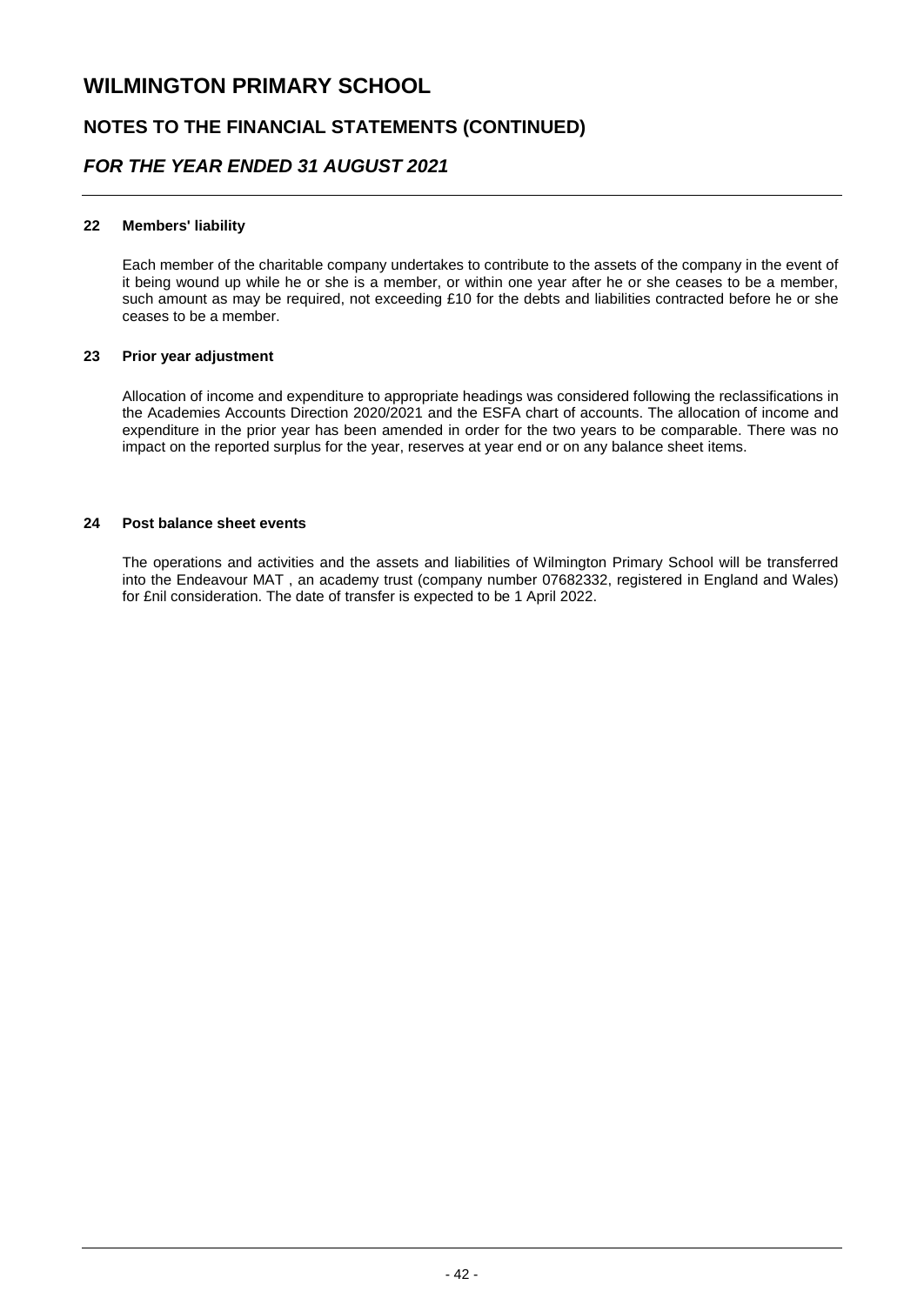# WILMINGTON PRIMARY SCHOOL

## NOTES TO THE FINANCIAL STATEMENTS (CONTINUED)

## *FOR THE YEAR ENDED 31 AUGUST 2021*

### 22 Members' liability

Each member of the charitable company undertakes to contribute to the assets of the company in the event of it being wound up while he or she is a member, or within one year after he or she ceases to be a member, such amount as may be required, not exceeding £10 for the debts and liabilities contracted before he or she ceases to be a member.

### 23 Prior year adjustment

Allocation of income and expenditure to appropriate headings was considered following the reclassifications in the Academies Accounts Direction 2020/2021 and the ESFA chart of accounts. The allocation of income and expenditure in the prior year has been amended in order for the two years to be comparable. There was no impact on the reported surplus for the year, reserves at year end or on any balance sheet items.

### 24 Post balance sheet events

The operations and activities and the assets and liabilities of Wilmington Primary School will be transferred into the Endeavour MAT , an academy trust (company number 07682332, registered in England and Wales) for £nil consideration. The date of transfer is expected to be 1 April 2022.